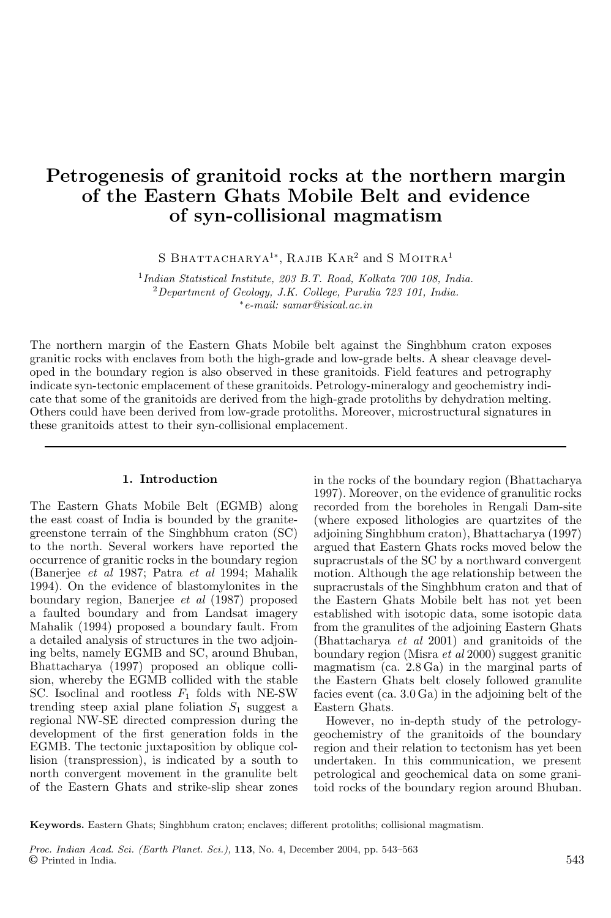# Petrogenesis of granitoid rocks at the northern margin of the Eastern Ghats Mobile Belt and evidence of syn-collisional magmatism

S Bhattacharya[1*], Rajib Kar[2] and S Moitra[1]

[1] *Indian Statistical Institute, 203 B.T. Road, Kolkata 700 108, India.*
[2] *Department of Geology, J.K. College, Purulia 723 101, India.*
[*] *e-mail: samar@isical.ac.in*

The northern margin of the Eastern Ghats Mobile belt against the Singhbhum craton exposes granitic rocks with enclaves from both the high-grade and low-grade belts. A shear cleavage developed in the boundary region is also observed in these granitoids. Field features and petrography indicate syn-tectonic emplacement of these granitoids. Petrology-mineralogy and geochemistry indicate that some of the granitoids are derived from the high-grade protoliths by dehydration melting. Others could have been derived from low-grade protoliths. Moreover, microstructural signatures in these granitoids attest to their syn-collisional emplacement.

## 1. Introduction

The Eastern Ghats Mobile Belt (EGMB) along the east coast of India is bounded by the granite-greenstone terrain of the Singhbhum craton (SC) to the north. Several workers have reported the occurrence of granitic rocks in the boundary region (Banerjee *et al* 1987; Patra *et al* 1994; Mahalik 1994). On the evidence of blastomylonites in the boundary region, Banerjee *et al* (1987) proposed a faulted boundary and from Landsat imagery Mahalik (1994) proposed a boundary fault. From a detailed analysis of structures in the two adjoining belts, namely EGMB and SC, around Bhuban, Bhattacharya (1997) proposed an oblique collision, whereby the EGMB collided with the stable SC. Isoclinal and rootless $F_1$ folds with NE-SW trending steep axial plane foliation $S_1$ suggest a regional NW-SE directed compression during the development of the first generation folds in the EGMB. The tectonic juxtaposition by oblique collision (transpression), is indicated by a south to north convergent movement in the granulite belt of the Eastern Ghats and strike-slip shear zones in the rocks of the boundary region (Bhattacharya 1997). Moreover, on the evidence of granulitic rocks recorded from the boreholes in Rengali Dam-site (where exposed lithologies are quartzites of the adjoining Singhbhum craton), Bhattacharya (1997) argued that Eastern Ghats rocks moved below the supracrustals of the SC by a northward convergent motion. Although the age relationship between the supracrustals of the Singhbhum craton and that of the Eastern Ghats Mobile belt has not yet been established with isotopic data, some isotopic data from the granulites of the adjoining Eastern Ghats (Bhattacharya *et al* 2001) and granitoids of the boundary region (Misra *et al* 2000) suggest granitic magmatism (ca. 2.8 Ga) in the marginal parts of the Eastern Ghats belt closely followed granulite facies event (ca. 3.0 Ga) in the adjoining belt of the Eastern Ghats.

However, no in-depth study of the petrology-geochemistry of the granitoids of the boundary region and their relation to tectonism has yet been undertaken. In this communication, we present petrological and geochemical data on some granitoid rocks of the boundary region around Bhuban.

**Keywords.** Eastern Ghats; Singhbhum craton; enclaves; different protoliths; collisional magmatism.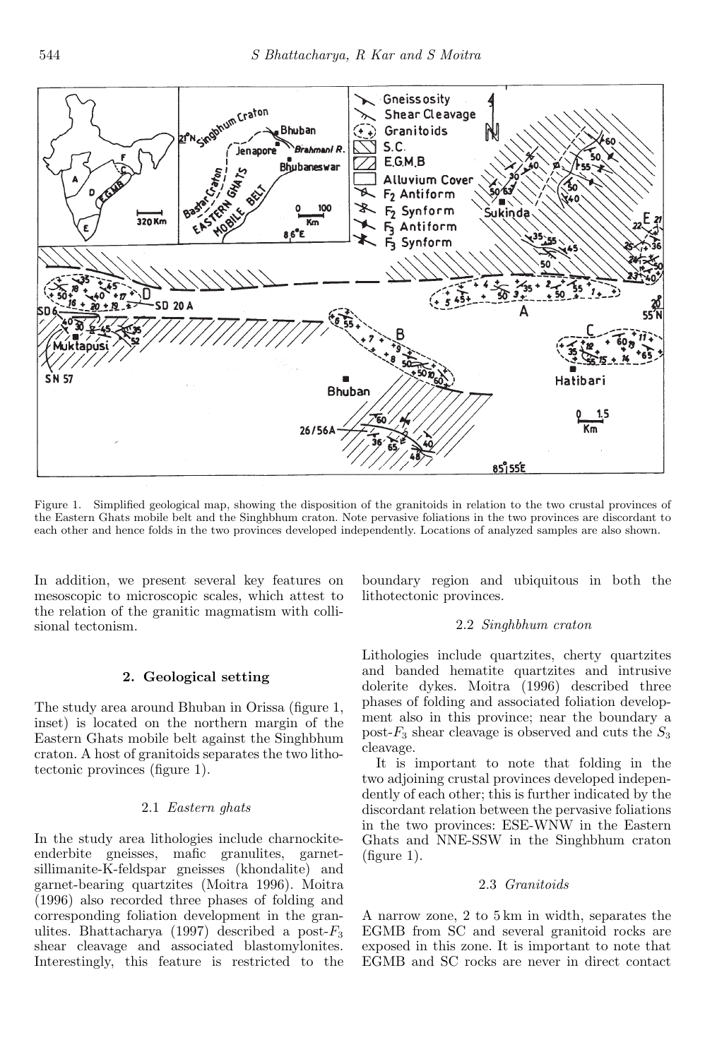Figure 1. Simplified geological map, showing the disposition of the granitoids in relation to the two crustal provinces of the Eastern Ghats mobile belt and the Singhbhum craton. Note pervasive foliations in the two provinces are discordant to each other and hence folds in the two provinces developed independently. Locations of analyzed samples are also shown.

In addition, we present several key features on mesoscopic to microscopic scales, which attest to the relation of the granitic magmatism with collisional tectonism.

## 2. Geological setting

The study area around Bhuban in Orissa (figure 1, inset) is located on the northern margin of the Eastern Ghats mobile belt against the Singhbhum craton. A host of granitoids separates the two lithotectonic provinces (figure 1).

### 2.1 *Eastern ghats*

In the study area lithologies include charnockite-enderbite gneisses, mafic granulites, garnet-sillimanite-K-feldspar gneisses (khondalite) and garnet-bearing quartzites (Moitra 1996). Moitra (1996) also recorded three phases of folding and corresponding foliation development in the granulites. Bhattacharya (1997) described a post-$F_3$ shear cleavage and associated blastomylonites. Interestingly, this feature is restricted to the boundary region and ubiquitous in both the lithotectonic provinces.

### 2.2 *Singhbhum craton*

Lithologies include quartzites, cherty quartzites and banded hematite quartzites and intrusive dolerite dykes. Moitra (1996) described three phases of folding and associated foliation development also in this province; near the boundary a post-$F_3$ shear cleavage is observed and cuts the $S_3$ cleavage.

It is important to note that folding in the two adjoining crustal provinces developed independently of each other; this is further indicated by the discordant relation between the pervasive foliations in the two provinces: ESE-WNW in the Eastern Ghats and NNE-SSW in the Singhbhum craton (figure 1).

### 2.3 *Granitoids*

A narrow zone, 2 to 5 km in width, separates the EGMB from SC and several granitoid rocks are exposed in this zone. It is important to note that EGMB and SC rocks are never in direct contact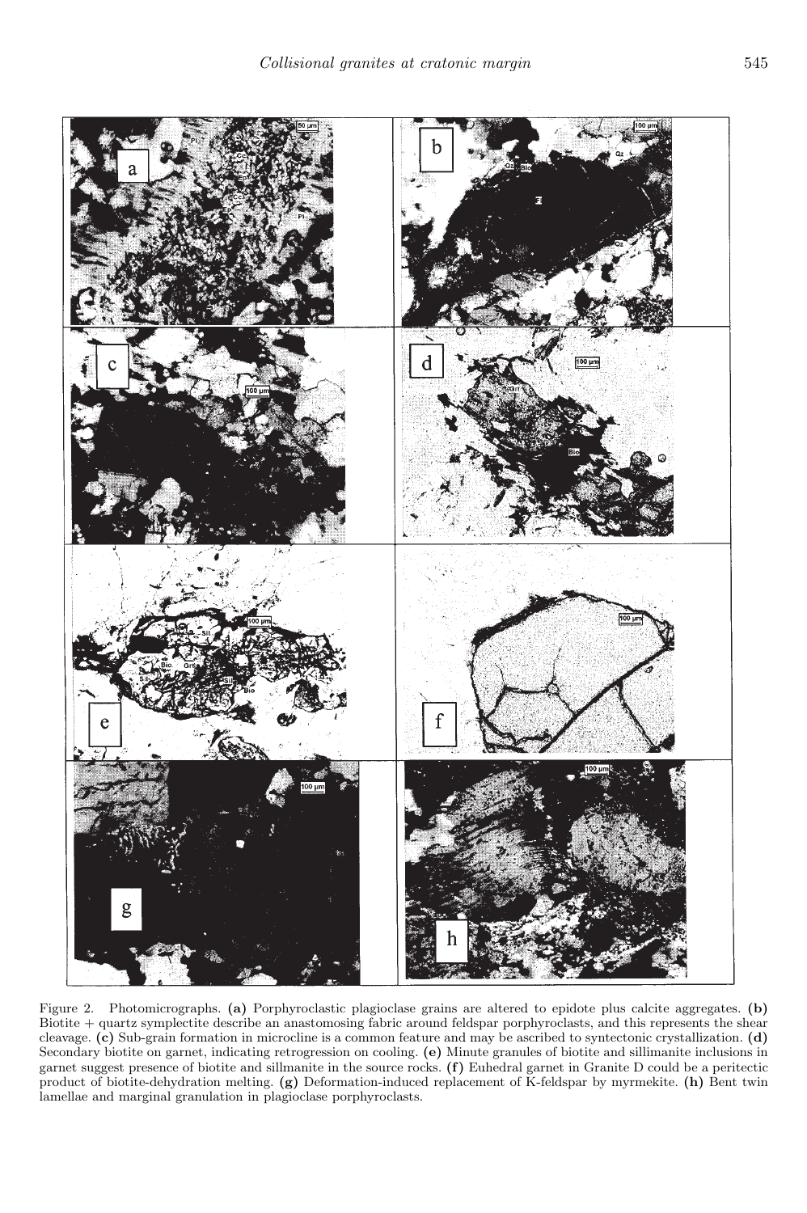Figure 2. Photomicrographs. **(a)** Porphyroclastic plagioclase grains are altered to epidote plus calcite aggregates. **(b)** Biotite + quartz symplectite describe an anastomosing fabric around feldspar porphyroclasts, and this represents the shear cleavage. **(c)** Sub-grain formation in microcline is a common feature and may be ascribed to syntectonic crystallization. **(d)** Secondary biotite on garnet, indicating retrogression on cooling. **(e)** Minute granules of biotite and sillimanite inclusions in garnet suggest presence of biotite and sillmanite in the source rocks. **(f)** Euhedral garnet in Granite D could be a peritectic product of biotite-dehydration melting. **(g)** Deformation-induced replacement of K-feldspar by myrmekite. **(h)** Bent twin lamellae and marginal granulation in plagioclase porphyroclasts.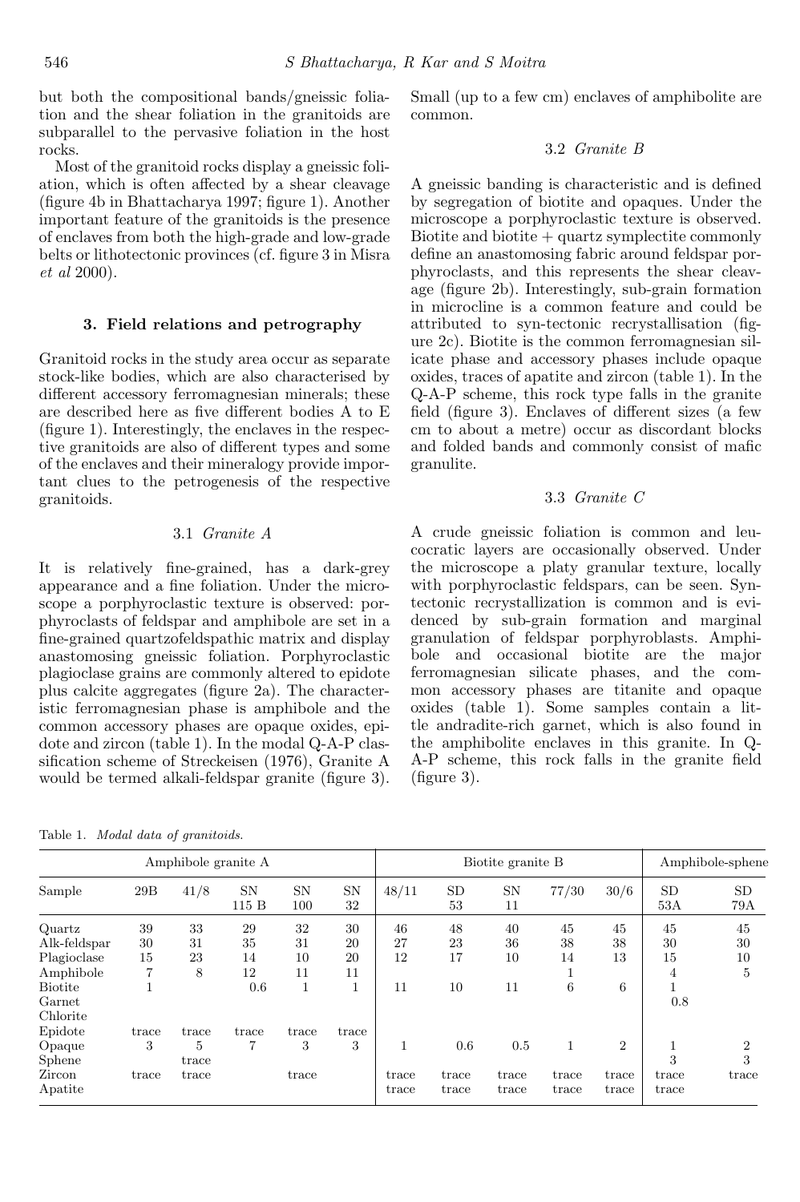but both the compositional bands/gneissic foliation and the shear foliation in the granitoids are subparallel to the pervasive foliation in the host rocks.

Most of the granitoid rocks display a gneissic foliation, which is often affected by a shear cleavage (figure 4b in Bhattacharya 1997; figure 1). Another important feature of the granitoids is the presence of enclaves from both the high-grade and low-grade belts or lithotectonic provinces (cf. figure 3 in Misra *et al* 2000).

## 3. Field relations and petrography

Granitoid rocks in the study area occur as separate stock-like bodies, which are also characterised by different accessory ferromagnesian minerals; these are described here as five different bodies A to E (figure 1). Interestingly, the enclaves in the respective granitoids are also of different types and some of the enclaves and their mineralogy provide important clues to the petrogenesis of the respective granitoids.

### 3.1 *Granite A*

It is relatively fine-grained, has a dark-grey appearance and a fine foliation. Under the microscope a porphyroclastic texture is observed: porphyroclasts of feldspar and amphibole are set in a fine-grained quartzofeldspathic matrix and display anastomosing gneissic foliation. Porphyroclastic plagioclase grains are commonly altered to epidote plus calcite aggregates (figure 2a). The characteristic ferromagnesian phase is amphibole and the common accessory phases are opaque oxides, epidote and zircon (table 1). In the modal Q-A-P classification scheme of Streckeisen (1976), Granite A would be termed alkali-feldspar granite (figure 3). Small (up to a few cm) enclaves of amphibolite are common.

### 3.2 *Granite B*

A gneissic banding is characteristic and is defined by segregation of biotite and opaques. Under the microscope a porphyroclastic texture is observed. Biotite and biotite + quartz symplectite commonly define an anastomosing fabric around feldspar porphyroclasts, and this represents the shear cleavage (figure 2b). Interestingly, sub-grain formation in microcline is a common feature and could be attributed to syn-tectonic recrystallisation (figure 2c). Biotite is the common ferromagnesian silicate phase and accessory phases include opaque oxides, traces of apatite and zircon (table 1). In the Q-A-P scheme, this rock type falls in the granite field (figure 3). Enclaves of different sizes (a few cm to about a metre) occur as discordant blocks and folded bands and commonly consist of mafic granulite.

### 3.3 *Granite C*

A crude gneissic foliation is common and leucocratic layers are occasionally observed. Under the microscope a platy granular texture, locally with porphyroclastic feldspars, can be seen. Syntectonic recrystallization is common and is evidenced by sub-grain formation and marginal granulation of feldspar porphyroblasts. Amphibole and occasional biotite are the major ferromagnesian silicate phases, and the common accessory phases are titanite and opaque oxides (table 1). Some samples contain a little andradite-rich garnet, which is also found in the amphibolite enclaves in this granite. In Q-A-P scheme, this rock falls in the granite field (figure 3).

Table 1. *Modal data of granitoids.*

| | Amphibole granite A | | | | | Biotite granite B | | | | | Amphibole-sphene | |
|---|---|---|---|---|---|---|---|---|---|---|---|---|
| Sample | 29B | 41/8 | SN 115 B | SN 100 | SN 32 | 48/11 | SD 53 | SN 11 | 77/30 | 30/6 | SD 53A | SD 79A |
| Quartz | 39 | 33 | 29 | 32 | 30 | 46 | 48 | 40 | 45 | 45 | 45 | 45 |
| Alk-feldspar | 30 | 31 | 35 | 31 | 20 | 27 | 23 | 36 | 38 | 38 | 30 | 30 |
| Plagioclase | 15 | 23 | 14 | 10 | 20 | 12 | 17 | 10 | 14 | 13 | 15 | 10 |
| Amphibole | 7 | 8 | 12 | 11 | 11 | | | | 1 | | 4 | 5 |
| Biotite | 1 | | 0.6 | 1 | 1 | 11 | 10 | 11 | 6 | 6 | 1 | |
| Garnet | | | | | | | | | | | 0.8 | |
| Chlorite | | | | | | | | | | | | |
| Epidote | trace | trace | trace | trace | trace | | | | | | | |
| Opaque | 3 | 5 | 7 | 3 | 3 | 1 | 0.6 | 0.5 | 1 | 2 | 1 | 2 |
| Sphene | | trace | | | | | | | | | 3 | 3 |
| Zircon | trace | trace | | trace | | trace | trace | trace | trace | trace | trace | trace |
| Apatite | | | | | | trace | trace | trace | trace | trace | trace | |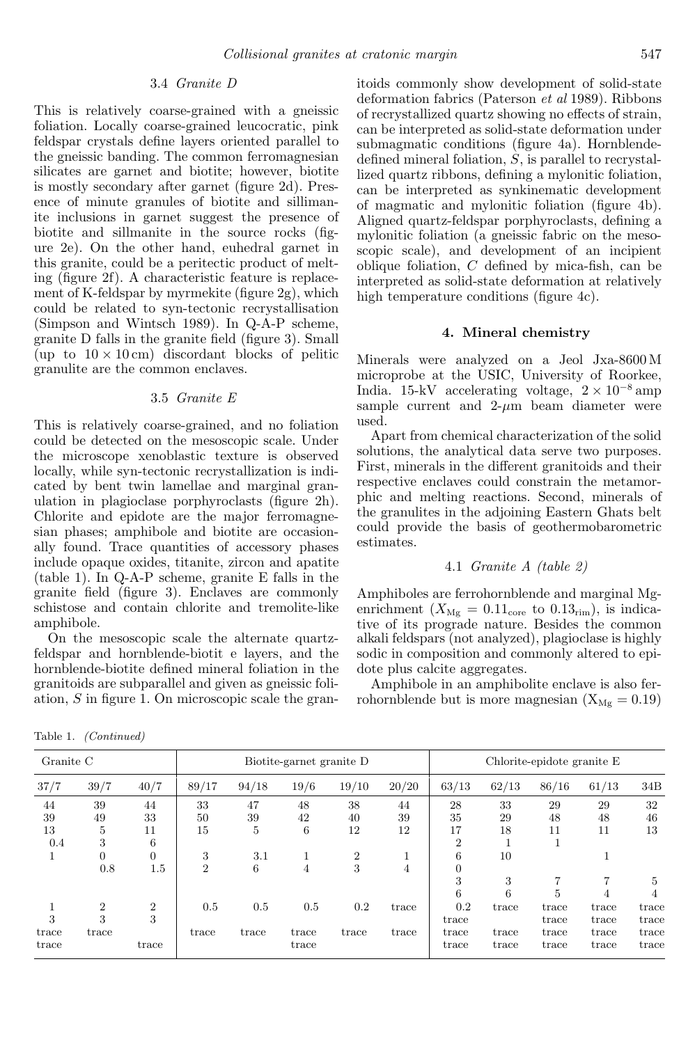### 3.4 *Granite D*

This is relatively coarse-grained with a gneissic foliation. Locally coarse-grained leucocratic, pink feldspar crystals define layers oriented parallel to the gneissic banding. The common ferromagnesian silicates are garnet and biotite; however, biotite is mostly secondary after garnet (figure 2d). Presence of minute granules of biotite and sillimanite inclusions in garnet suggest the presence of biotite and sillmanite in the source rocks (figure 2e). On the other hand, euhedral garnet in this granite, could be a peritectic product of melting (figure 2f). A characteristic feature is replacement of K-feldspar by myrmekite (figure 2g), which could be related to syn-tectonic recrystallisation (Simpson and Wintsch 1989). In Q-A-P scheme, granite D falls in the granite field (figure 3). Small (up to 10 × 10 cm) discordant blocks of pelitic granulite are the common enclaves.

### 3.5 *Granite E*

This is relatively coarse-grained, and no foliation could be detected on the mesoscopic scale. Under the microscope xenoblastic texture is observed locally, while syn-tectonic recrystallization is indicated by bent twin lamellae and marginal granulation in plagioclase porphyroclasts (figure 2h). Chlorite and epidote are the major ferromagnesian phases; amphibole and biotite are occasionally found. Trace quantities of accessory phases include opaque oxides, titanite, zircon and apatite (table 1). In Q-A-P scheme, granite E falls in the granite field (figure 3). Enclaves are commonly schistose and contain chlorite and tremolite-like amphibole.

On the mesoscopic scale the alternate quartz-feldspar and hornblende-biotit e layers, and the hornblende-biotite defined mineral foliation in the granitoids are subparallel and given as gneissic foliation, *S* in figure 1. On microscopic scale the granitoids commonly show development of solid-state deformation fabrics (Paterson *et al* 1989). Ribbons of recrystallized quartz showing no effects of strain, can be interpreted as solid-state deformation under submagmatic conditions (figure 4a). Hornblende-defined mineral foliation, *S*, is parallel to recrystallized quartz ribbons, defining a mylonitic foliation, can be interpreted as synkinematic development of magmatic and mylonitic foliation (figure 4b). Aligned quartz-feldspar porphyroclasts, defining a mylonitic foliation (a gneissic fabric on the mesoscopic scale), and development of an incipient oblique foliation, *C* defined by mica-fish, can be interpreted as solid-state deformation at relatively high temperature conditions (figure 4c).

## 4. Mineral chemistry

Minerals were analyzed on a Jeol Jxa-8600 M microprobe at the USIC, University of Roorkee, India. 15-kV accelerating voltage, $2 \times 10^{-8}$ amp sample current and 2-$\mu$m beam diameter were used.

Apart from chemical characterization of the solid solutions, the analytical data serve two purposes. First, minerals in the different granitoids and their respective enclaves could constrain the metamorphic and melting reactions. Second, minerals of the granulites in the adjoining Eastern Ghats belt could provide the basis of geothermobarometric estimates.

### 4.1 *Granite A (table 2)*

Amphiboles are ferrohornblende and marginal Mg-enrichment ($X_{\mathrm{Mg}} = 0.11_{\mathrm{core}}$ to $0.13_{\mathrm{rim}}$), is indicative of its prograde nature. Besides the common alkali feldspars (not analyzed), plagioclase is highly sodic in composition and commonly altered to epidote plus calcite aggregates.

Amphibole in an amphibolite enclave is also ferrohornblende but is more magnesian ($X_{\mathrm{Mg}} = 0.19$)

Table 1. *(Continued)*

| Granite C | | | Biotite-garnet granite D | | | | | Chlorite-epidote granite E | | | | |
|---|---|---|---|---|---|---|---|---|---|---|---|---|
| 37/7 | 39/7 | 40/7 | 89/17 | 94/18 | 19/6 | 19/10 | 20/20 | 63/13 | 62/13 | 86/16 | 61/13 | 34B |
| 44 | 39 | 44 | 33 | 47 | 48 | 38 | 44 | 28 | 33 | 29 | 29 | 32 |
| 39 | 49 | 33 | 50 | 39 | 42 | 40 | 39 | 35 | 29 | 48 | 48 | 46 |
| 13 | 5 | 11 | 15 | 5 | 6 | 12 | 12 | 17 | 18 | 11 | 11 | 13 |
| 0.4 | 3 | 6 | | | | | | 2 | 1 | 1 | | |
| 1 | 0 | 0 | 3 | 3.1 | 1 | 2 | 1 | 6 | 10 | | 1 | |
| | 0.8 | 1.5 | 2 | 6 | 4 | 3 | 4 | 0 | | | | |
| | | | | | | | | 3 | 3 | 7 | 7 | 5 |
| | | | | | | | | 6 | 6 | 5 | 4 | 4 |
| 1 | 2 | 2 | 0.5 | 0.5 | 0.5 | 0.2 | trace | 0.2 | trace | trace | trace | trace |
| 3 | 3 | 3 | | | | | | trace | | trace | trace | trace |
| trace | trace | | trace | trace | trace | trace | trace | trace | trace | trace | trace | trace |
| trace | | trace | | | trace | | | trace | trace | trace | trace | trace |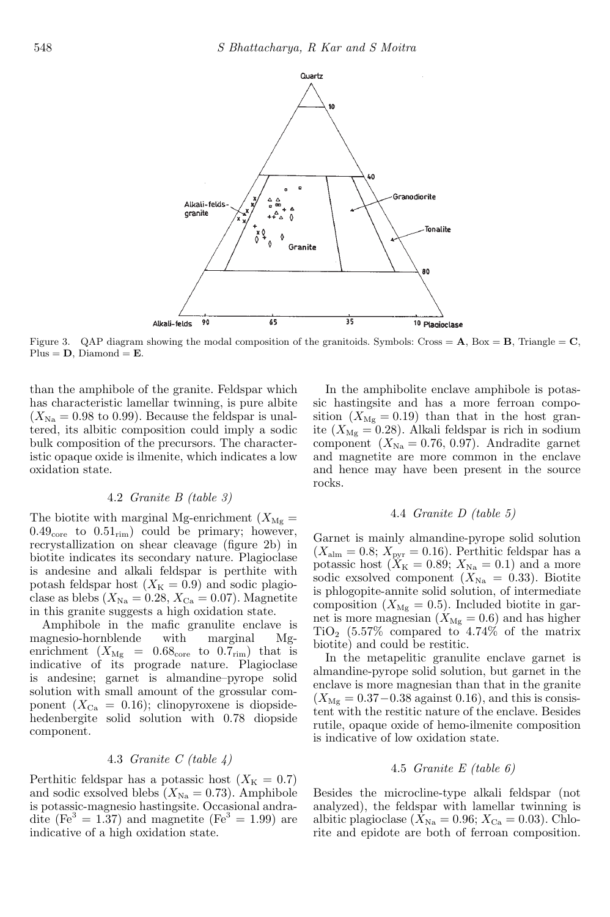Figure 3. QAP diagram showing the modal composition of the granitoids. Symbols: Cross = **A**, Box = **B**, Triangle = **C**, Plus = **D**, Diamond = **E**.

than the amphibole of the granite. Feldspar which has characteristic lamellar twinning, is pure albite ($X_{\mathrm{Na}} = 0.98$ to 0.99). Because the feldspar is unaltered, its albitic composition could imply a sodic bulk composition of the precursors. The characteristic opaque oxide is ilmenite, which indicates a low oxidation state.

### 4.2 *Granite B (table 3)*

The biotite with marginal Mg-enrichment ($X_{\mathrm{Mg}} = 0.49_{\mathrm{core}}$ to $0.51_{\mathrm{rim}}$) could be primary; however, recrystallization on shear cleavage (figure 2b) in biotite indicates its secondary nature. Plagioclase is andesine and alkali feldspar is perthite with potash feldspar host ($X_{\mathrm{K}} = 0.9$) and sodic plagioclase as blebs ($X_{\mathrm{Na}} = 0.28$, $X_{\mathrm{Ca}} = 0.07$). Magnetite in this granite suggests a high oxidation state.

Amphibole in the mafic granulite enclave is magnesio-hornblende with marginal Mg-enrichment ($X_{\mathrm{Mg}} = 0.68_{\mathrm{core}}$ to $0.7_{\mathrm{rim}}$) that is indicative of its prograde nature. Plagioclase is andesine; garnet is almandine–pyrope solid solution with small amount of the grossular component ($X_{\mathrm{Ca}} = 0.16$); clinopyroxene is diopside-hedenbergite solid solution with 0.78 diopside component.

### 4.3 *Granite C (table 4)*

Perthitic feldspar has a potassic host ($X_{\mathrm{K}} = 0.7$) and sodic exsolved blebs ($X_{\mathrm{Na}} = 0.73$). Amphibole is potassic-magnesio hastingsite. Occasional andradite ($\mathrm{Fe}^3 = 1.37$) and magnetite ($\mathrm{Fe}^3 = 1.99$) are indicative of a high oxidation state.

In the amphibolite enclave amphibole is potassic hastingsite and has a more ferroan composition ($X_{\mathrm{Mg}} = 0.19$) than that in the host granite ($X_{\mathrm{Mg}} = 0.28$). Alkali feldspar is rich in sodium component ($X_{\mathrm{Na}} = 0.76$, 0.97). Andradite garnet and magnetite are more common in the enclave and hence may have been present in the source rocks.

### 4.4 *Granite D (table 5)*

Garnet is mainly almandine-pyrope solid solution ($X_{\mathrm{alm}} = 0.8$; $X_{\mathrm{pyr}} = 0.16$). Perthitic feldspar has a potassic host ($X_{\mathrm{K}} = 0.89$; $X_{\mathrm{Na}} = 0.1$) and a more sodic exsolved component ($X_{\mathrm{Na}} = 0.33$). Biotite is phlogopite-annite solid solution, of intermediate composition ($X_{\mathrm{Mg}} = 0.5$). Included biotite in garnet is more magnesian ($X_{\mathrm{Mg}} = 0.6$) and has higher $\mathrm{TiO_2}$ (5.57% compared to 4.74% of the matrix biotite) and could be restitic.

In the metapelitic granulite enclave garnet is almandine-pyrope solid solution, but garnet in the enclave is more magnesian than that in the granite ($X_{\mathrm{Mg}} = 0.37-0.38$ against 0.16), and this is consistent with the restitic nature of the enclave. Besides rutile, opaque oxide of hemo-ilmenite composition is indicative of low oxidation state.

### 4.5 *Granite E (table 6)*

Besides the microcline-type alkali feldspar (not analyzed), the feldspar with lamellar twinning is albitic plagioclase ($X_{\mathrm{Na}} = 0.96$; $X_{\mathrm{Ca}} = 0.03$). Chlorite and epidote are both of ferroan composition.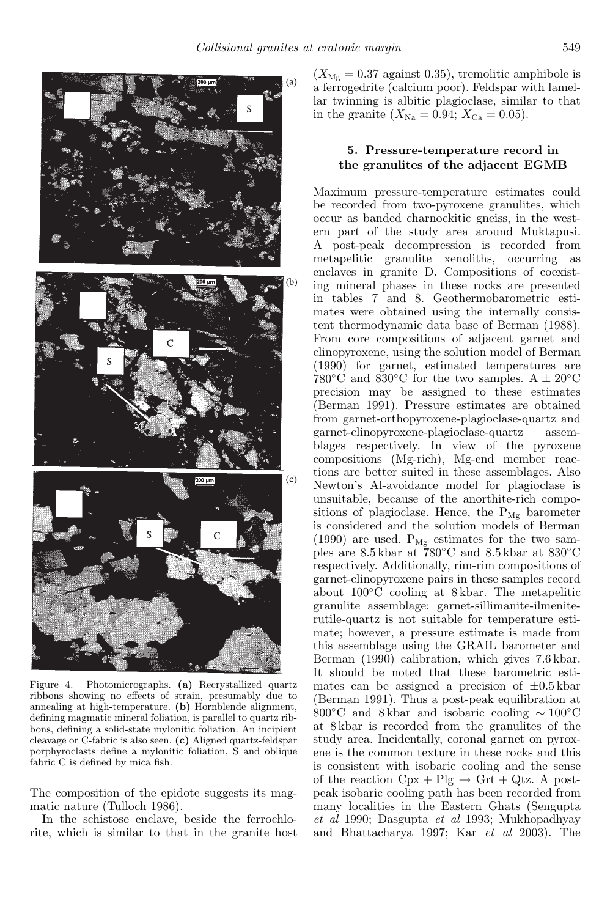Figure 4. Photomicrographs. **(a)** Recrystallized quartz ribbons showing no effects of strain, presumably due to annealing at high-temperature. **(b)** Hornblende alignment, defining magmatic mineral foliation, is parallel to quartz ribbons, defining a solid-state mylonitic foliation. An incipient cleavage or C-fabric is also seen. **(c)** Aligned quartz-feldspar porphyroclasts define a mylonitic foliation, S and oblique fabric C is defined by mica fish.

The composition of the epidote suggests its magmatic nature (Tulloch 1986).

In the schistose enclave, beside the ferrochlorite, which is similar to that in the granite host ($X_{Mg} = 0.37$ against 0.35), tremolitic amphibole is a ferrogedrite (calcium poor). Feldspar with lamellar twinning is albitic plagioclase, similar to that in the granite ($X_{Na} = 0.94$; $X_{Ca} = 0.05$).

## 5. Pressure-temperature record in the granulites of the adjacent EGMB

Maximum pressure-temperature estimates could be recorded from two-pyroxene granulites, which occur as banded charnockitic gneiss, in the western part of the study area around Muktapusi. A post-peak decompression is recorded from metapelitic granulite xenoliths, occurring as enclaves in granite D. Compositions of coexisting mineral phases in these rocks are presented in tables 7 and 8. Geothermobarometric estimates were obtained using the internally consistent thermodynamic data base of Berman (1988). From core compositions of adjacent garnet and clinopyroxene, using the solution model of Berman (1990) for garnet, estimated temperatures are 780°C and 830°C for the two samples. A ± 20°C precision may be assigned to these estimates (Berman 1991). Pressure estimates are obtained from garnet-orthopyroxene-plagioclase-quartz and garnet-clinopyroxene-plagioclase-quartz assemblages respectively. In view of the pyroxene compositions (Mg-rich), Mg-end member reactions are better suited in these assemblages. Also Newton's Al-avoidance model for plagioclase is unsuitable, because of the anorthite-rich compositions of plagioclase. Hence, the $P_{Mg}$ barometer is considered and the solution models of Berman (1990) are used. $P_{Mg}$ estimates for the two samples are 8.5 kbar at 780°C and 8.5 kbar at 830°C respectively. Additionally, rim-rim compositions of garnet-clinopyroxene pairs in these samples record about 100°C cooling at 8 kbar. The metapelitic granulite assemblage: garnet-sillimanite-ilmenite-rutile-quartz is not suitable for temperature estimate; however, a pressure estimate is made from this assemblage using the GRAIL barometer and Berman (1990) calibration, which gives 7.6 kbar. It should be noted that these barometric estimates can be assigned a precision of ±0.5 kbar (Berman 1991). Thus a post-peak equilibration at 800°C and 8 kbar and isobaric cooling ∼ 100°C at 8 kbar is recorded from the granulites of the study area. Incidentally, coronal garnet on pyroxene is the common texture in these rocks and this is consistent with isobaric cooling and the sense of the reaction Cpx + Plg → Grt + Qtz. A post-peak isobaric cooling path has been recorded from many localities in the Eastern Ghats (Sengupta *et al* 1990; Dasgupta *et al* 1993; Mukhopadhyay and Bhattacharya 1997; Kar *et al* 2003). The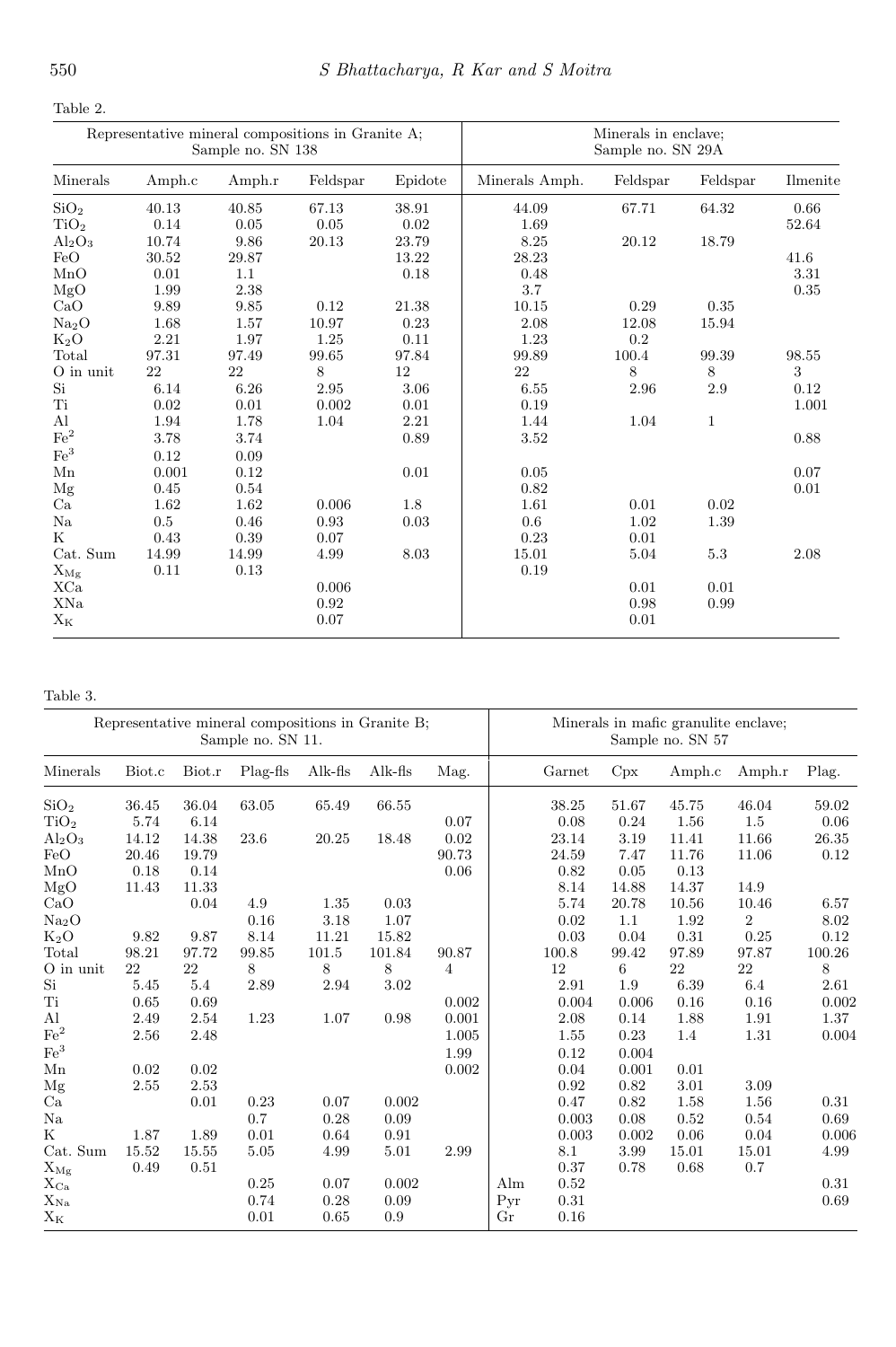Table 2.

| Representative mineral compositions in Granite A; Sample no. SN 138 | | | | | Minerals in enclave; Sample no. SN 29A | | | |
|---|---|---|---|---|---|---|---|---|
| Minerals | Amph.c | Amph.r | Feldspar | Epidote | Minerals Amph. | Feldspar | Feldspar | Ilmenite |
| $SiO_2$ | 40.13 | 40.85 | 67.13 | 38.91 | 44.09 | 67.71 | 64.32 | 0.66 |
| $TiO_2$ | 0.14 | 0.05 | 0.05 | 0.02 | 1.69 | | | 52.64 |
| $Al_2O_3$ | 10.74 | 9.86 | 20.13 | 23.79 | 8.25 | 20.12 | 18.79 | |
| FeO | 30.52 | 29.87 | | 13.22 | 28.23 | | | 41.6 |
| MnO | 0.01 | 1.1 | | 0.18 | 0.48 | | | 3.31 |
| MgO | 1.99 | 2.38 | | | 3.7 | | | 0.35 |
| CaO | 9.89 | 9.85 | 0.12 | 21.38 | 10.15 | 0.29 | 0.35 | |
| $Na_2O$ | 1.68 | 1.57 | 10.97 | 0.23 | 2.08 | 12.08 | 15.94 | |
| $K_2O$ | 2.21 | 1.97 | 1.25 | 0.11 | 1.23 | 0.2 | | |
| Total | 97.31 | 97.49 | 99.65 | 97.84 | 99.89 | 100.4 | 99.39 | 98.55 |
| O in unit | 22 | 22 | 8 | 12 | 22 | 8 | 8 | 3 |
| Si | 6.14 | 6.26 | 2.95 | 3.06 | 6.55 | 2.96 | 2.9 | 0.12 |
| Ti | 0.02 | 0.01 | 0.002 | 0.01 | 0.19 | | | 1.001 |
| Al | 1.94 | 1.78 | 1.04 | 2.21 | 1.44 | 1.04 | 1 | |
| $Fe^2$ | 3.78 | 3.74 | | 0.89 | 3.52 | | | 0.88 |
| $Fe^3$ | 0.12 | 0.09 | | | | | | |
| Mn | 0.001 | 0.12 | | 0.01 | 0.05 | | | 0.07 |
| Mg | 0.45 | 0.54 | | | 0.82 | | | 0.01 |
| Ca | 1.62 | 1.62 | 0.006 | 1.8 | 1.61 | 0.01 | 0.02 | |
| Na | 0.5 | 0.46 | 0.93 | 0.03 | 0.6 | 1.02 | 1.39 | |
| K | 0.43 | 0.39 | 0.07 | | 0.23 | 0.01 | | |
| Cat. Sum | 14.99 | 14.99 | 4.99 | 8.03 | 15.01 | 5.04 | 5.3 | 2.08 |
| $X_{Mg}$ | 0.11 | 0.13 | | | 0.19 | | | |
| XCa | | | 0.006 | | | 0.01 | 0.01 | |
| XNa | | | 0.92 | | | 0.98 | 0.99 | |
| $X_K$ | | | 0.07 | | | 0.01 | | |

Table 3.

| Representative mineral compositions in Granite B; Sample no. SN 11. | | | | | | | Minerals in mafic granulite enclave; Sample no. SN 57 | | | | | |
|---|---|---|---|---|---|---|---|---|---|---|---|---|
| Minerals | Biot.c | Biot.r | Plag-fls | Alk-fls | Alk-fls | Mag. | | Garnet | Cpx | Amph.c | Amph.r | Plag. |
| $SiO_2$ | 36.45 | 36.04 | 63.05 | 65.49 | 66.55 | | | 38.25 | 51.67 | 45.75 | 46.04 | 59.02 |
| $TiO_2$ | 5.74 | 6.14 | | | | 0.07 | | 0.08 | 0.24 | 1.56 | 1.5 | 0.06 |
| $Al_2O_3$ | 14.12 | 14.38 | 23.6 | 20.25 | 18.48 | 0.02 | | 23.14 | 3.19 | 11.41 | 11.66 | 26.35 |
| FeO | 20.46 | 19.79 | | | | 90.73 | | 24.59 | 7.47 | 11.76 | 11.06 | 0.12 |
| MnO | 0.18 | 0.14 | | | | 0.06 | | 0.82 | 0.05 | 0.13 | | |
| MgO | 11.43 | 11.33 | | | | | | 8.14 | 14.88 | 14.37 | 14.9 | |
| CaO | | 0.04 | 4.9 | 1.35 | 0.03 | | | 5.74 | 20.78 | 10.56 | 10.46 | 6.57 |
| $Na_2O$ | | | 0.16 | 3.18 | 1.07 | | | 0.02 | 1.1 | 1.92 | 2 | 8.02 |
| $K_2O$ | 9.82 | 9.87 | 8.14 | 11.21 | 15.82 | | | 0.03 | 0.04 | 0.31 | 0.25 | 0.12 |
| Total | 98.21 | 97.72 | 99.85 | 101.5 | 101.84 | 90.87 | | 100.8 | 99.42 | 97.89 | 97.87 | 100.26 |
| O in unit | 22 | 22 | 8 | 8 | 8 | 4 | | 12 | 6 | 22 | 22 | 8 |
| Si | 5.45 | 5.4 | 2.89 | 2.94 | 3.02 | | | 2.91 | 1.9 | 6.39 | 6.4 | 2.61 |
| Ti | 0.65 | 0.69 | | | | 0.002 | | 0.004 | 0.006 | 0.16 | 0.16 | 0.002 |
| Al | 2.49 | 2.54 | 1.23 | 1.07 | 0.98 | 0.001 | | 2.08 | 0.14 | 1.88 | 1.91 | 1.37 |
| $Fe^2$ | 2.56 | 2.48 | | | | 1.005 | | 1.55 | 0.23 | 1.4 | 1.31 | 0.004 |
| $Fe^3$ | | | | | | 1.99 | | 0.12 | 0.004 | | | |
| Mn | 0.02 | 0.02 | | | | 0.002 | | 0.04 | 0.001 | 0.01 | | |
| Mg | 2.55 | 2.53 | | | | | | 0.92 | 0.82 | 3.01 | 3.09 | |
| Ca | | 0.01 | 0.23 | 0.07 | 0.002 | | | 0.47 | 0.82 | 1.58 | 1.56 | 0.31 |
| Na | | | 0.7 | 0.28 | 0.09 | | | 0.003 | 0.08 | 0.52 | 0.54 | 0.69 |
| K | 1.87 | 1.89 | 0.01 | 0.64 | 0.91 | | | 0.003 | 0.002 | 0.06 | 0.04 | 0.006 |
| Cat. Sum | 15.52 | 15.55 | 5.05 | 4.99 | 5.01 | 2.99 | | 8.1 | 3.99 | 15.01 | 15.01 | 4.99 |
| $X_{Mg}$ | 0.49 | 0.51 | | | | | | 0.37 | 0.78 | 0.68 | 0.7 | |
| $X_{Ca}$ | | | 0.25 | 0.07 | 0.002 | | Alm | 0.52 | | | | 0.31 |
| $X_{Na}$ | | | 0.74 | 0.28 | 0.09 | | Pyr | 0.31 | | | | 0.69 |
| $X_K$ | | | 0.01 | 0.65 | 0.9 | | Gr | 0.16 | | | | |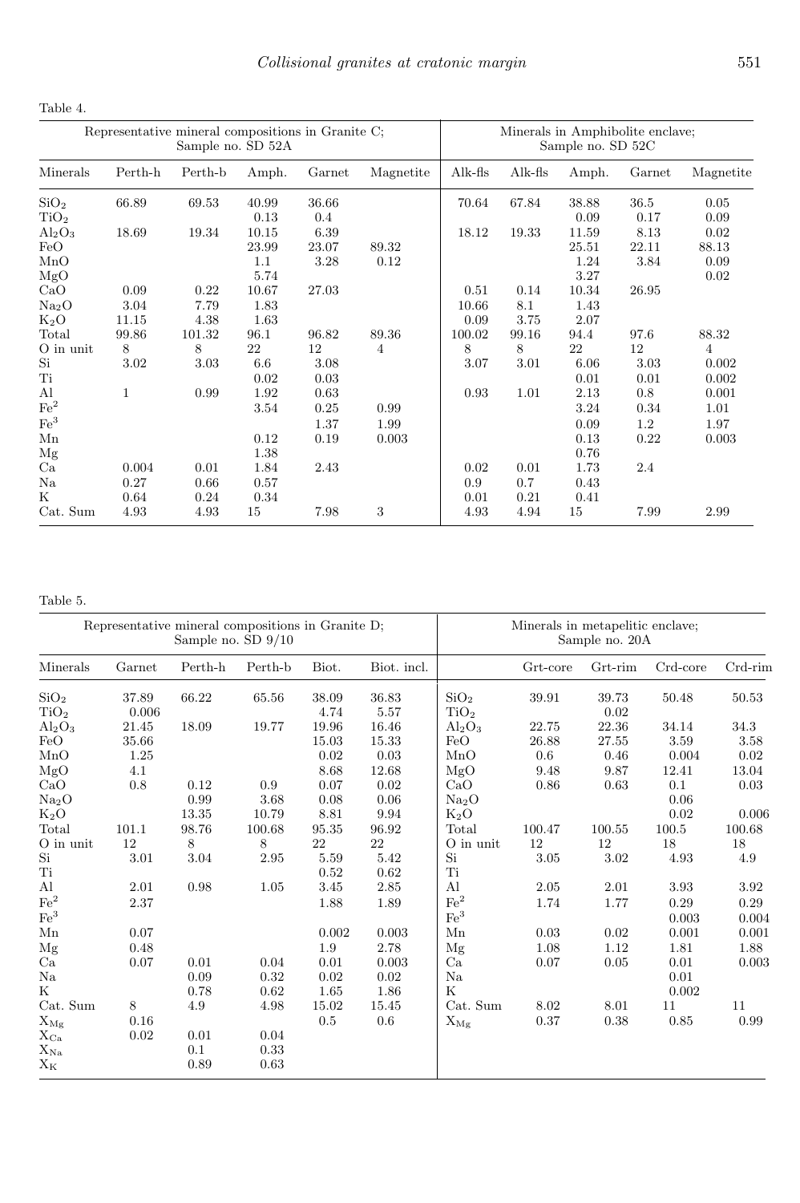Table 4.

| Representative mineral compositions in Granite C; Sample no. SD 52A | | | | | | Minerals in Amphibolite enclave; Sample no. SD 52C | | | | |
|---|---|---|---|---|---|---|---|---|---|---|
| Minerals | Perth-h | Perth-b | Amph. | Garnet | Magnetite | Alk-fls | Alk-fls | Amph. | Garnet | Magnetite |
| $SiO_2$ | 66.89 | 69.53 | 40.99 | 36.66 | | 70.64 | 67.84 | 38.88 | 36.5 | 0.05 |
| $TiO_2$ | | | 0.13 | 0.4 | | | | 0.09 | 0.17 | 0.09 |
| $Al_2O_3$ | 18.69 | 19.34 | 10.15 | 6.39 | | 18.12 | 19.33 | 11.59 | 8.13 | 0.02 |
| FeO | | | 23.99 | 23.07 | 89.32 | | | 25.51 | 22.11 | 88.13 |
| MnO | | | 1.1 | 3.28 | 0.12 | | | 1.24 | 3.84 | 0.09 |
| MgO | | | 5.74 | | | | | 3.27 | | 0.02 |
| CaO | 0.09 | 0.22 | 10.67 | 27.03 | | 0.51 | 0.14 | 10.34 | 26.95 | |
| $Na_2O$ | 3.04 | 7.79 | 1.83 | | | 10.66 | 8.1 | 1.43 | | |
| $K_2O$ | 11.15 | 4.38 | 1.63 | | | 0.09 | 3.75 | 2.07 | | |
| Total | 99.86 | 101.32 | 96.1 | 96.82 | 89.36 | 100.02 | 99.16 | 94.4 | 97.6 | 88.32 |
| O in unit | 8 | 8 | 22 | 12 | 4 | 8 | 8 | 22 | 12 | 4 |
| Si | 3.02 | 3.03 | 6.6 | 3.08 | | 3.07 | 3.01 | 6.06 | 3.03 | 0.002 |
| Ti | | | 0.02 | 0.03 | | | | 0.01 | 0.01 | 0.002 |
| Al | 1 | 0.99 | 1.92 | 0.63 | | 0.93 | 1.01 | 2.13 | 0.8 | 0.001 |
| $Fe^2$ | | | 3.54 | 0.25 | 0.99 | | | 3.24 | 0.34 | 1.01 |
| $Fe^3$ | | | | 1.37 | 1.99 | | | 0.09 | 1.2 | 1.97 |
| Mn | | | 0.12 | 0.19 | 0.003 | | | 0.13 | 0.22 | 0.003 |
| Mg | | | 1.38 | | | | | 0.76 | | |
| Ca | 0.004 | 0.01 | 1.84 | 2.43 | | 0.02 | 0.01 | 1.73 | 2.4 | |
| Na | 0.27 | 0.66 | 0.57 | | | 0.9 | 0.7 | 0.43 | | |
| K | 0.64 | 0.24 | 0.34 | | | 0.01 | 0.21 | 0.41 | | |
| Cat. Sum | 4.93 | 4.93 | 15 | 7.98 | 3 | 4.93 | 4.94 | 15 | 7.99 | 2.99 |

Table 5.

| Representative mineral compositions in Granite D; Sample no. SD 9/10 | | | | | | Minerals in metapelitic enclave; Sample no. 20A | | | | |
|---|---|---|---|---|---|---|---|---|---|---|
| Minerals | Garnet | Perth-h | Perth-b | Biot. | Biot. incl. | | Grt-core | Grt-rim | Crd-core | Crd-rim |
| $SiO_2$ | 37.89 | 66.22 | 65.56 | 38.09 | 36.83 | $SiO_2$ | 39.91 | 39.73 | 50.48 | 50.53 |
| $TiO_2$ | 0.006 | | | 4.74 | 5.57 | $TiO_2$ | | 0.02 | | |
| $Al_2O_3$ | 21.45 | 18.09 | 19.77 | 19.96 | 16.46 | $Al_2O_3$ | 22.75 | 22.36 | 34.14 | 34.3 |
| FeO | 35.66 | | | 15.03 | 15.33 | FeO | 26.88 | 27.55 | 3.59 | 3.58 |
| MnO | 1.25 | | | 0.02 | 0.03 | MnO | 0.6 | 0.46 | 0.004 | 0.02 |
| MgO | 4.1 | | | 8.68 | 12.68 | MgO | 9.48 | 9.87 | 12.41 | 13.04 |
| CaO | 0.8 | 0.12 | 0.9 | 0.07 | 0.02 | CaO | 0.86 | 0.63 | 0.1 | 0.03 |
| $Na_2O$ | | 0.99 | 3.68 | 0.08 | 0.06 | $Na_2O$ | | | 0.06 | |
| $K_2O$ | | 13.35 | 10.79 | 8.81 | 9.94 | $K_2O$ | | | 0.02 | 0.006 |
| Total | 101.1 | 98.76 | 100.68 | 95.35 | 96.92 | Total | 100.47 | 100.55 | 100.5 | 100.68 |
| O in unit | 12 | 8 | 8 | 22 | 22 | O in unit | 12 | 12 | 18 | 18 |
| Si | 3.01 | 3.04 | 2.95 | 5.59 | 5.42 | Si | 3.05 | 3.02 | 4.93 | 4.9 |
| Ti | | | | 0.52 | 0.62 | Ti | | | | |
| Al | 2.01 | 0.98 | 1.05 | 3.45 | 2.85 | Al | 2.05 | 2.01 | 3.93 | 3.92 |
| $Fe^2$ | 2.37 | | | 1.88 | 1.89 | $Fe^2$ | 1.74 | 1.77 | 0.29 | 0.29 |
| $Fe^3$ | | | | | | $Fe^3$ | | | 0.003 | 0.004 |
| Mn | 0.07 | | | 0.002 | 0.003 | Mn | 0.03 | 0.02 | 0.001 | 0.001 |
| Mg | 0.48 | | | 1.9 | 2.78 | Mg | 1.08 | 1.12 | 1.81 | 1.88 |
| Ca | 0.07 | 0.01 | 0.04 | 0.01 | 0.003 | Ca | 0.07 | 0.05 | 0.01 | 0.003 |
| Na | | 0.09 | 0.32 | 0.02 | 0.02 | Na | | | 0.01 | |
| K | | 0.78 | 0.62 | 1.65 | 1.86 | K | | | 0.002 | |
| Cat. Sum | 8 | 4.9 | 4.98 | 15.02 | 15.45 | Cat. Sum | 8.02 | 8.01 | 11 | 11 |
| $X_{Mg}$ | 0.16 | | | 0.5 | 0.6 | $X_{Mg}$ | 0.37 | 0.38 | 0.85 | 0.99 |
| $X_{Ca}$ | 0.02 | 0.01 | 0.04 | | | | | | | |
| $X_{Na}$ | | 0.1 | 0.33 | | | | | | | |
| $X_K$ | | 0.89 | 0.63 | | | | | | | |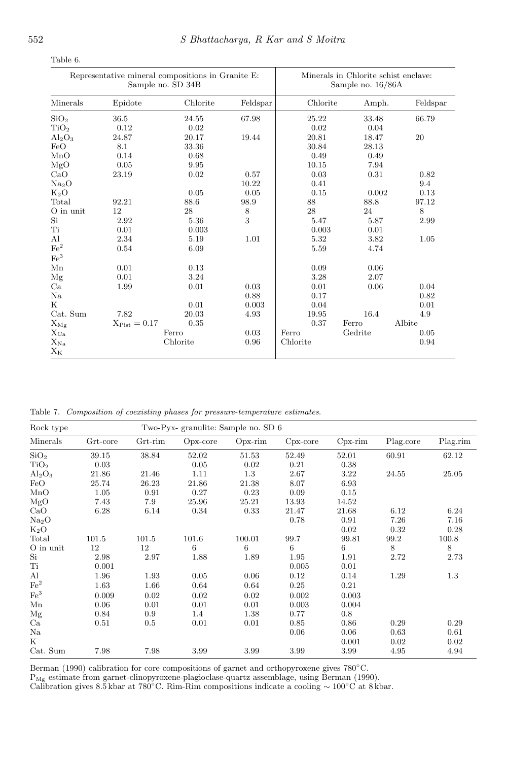Table 6.

| | Representative mineral compositions in Granite E: Sample no. SD 34B | | | Minerals in Chlorite schist enclave: Sample no. 16/86A | | |
|---|---|---|---|---|---|---|
| Minerals | Epidote | Chlorite | Feldspar | Chlorite | Amph. | Feldspar |
| $SiO_2$ | 36.5 | 24.55 | 67.98 | 25.22 | 33.48 | 66.79 |
| $TiO_2$ | 0.12 | 0.02 | | 0.02 | 0.04 | |
| $Al_2O_3$ | 24.87 | 20.17 | 19.44 | 20.81 | 18.47 | 20 |
| FeO | 8.1 | 33.36 | | 30.84 | 28.13 | |
| MnO | 0.14 | 0.68 | | 0.49 | 0.49 | |
| MgO | 0.05 | 9.95 | | 10.15 | 7.94 | |
| CaO | 23.19 | 0.02 | 0.57 | 0.03 | 0.31 | 0.82 |
| $Na_2O$ | | | 10.22 | 0.41 | | 9.4 |
| $K_2O$ | | 0.05 | 0.05 | 0.15 | 0.002 | 0.13 |
| Total | 92.21 | 88.6 | 98.9 | 88 | 88.8 | 97.12 |
| O in unit | 12 | 28 | 8 | 28 | 24 | 8 |
| Si | 2.92 | 5.36 | 3 | 5.47 | 5.87 | 2.99 |
| Ti | 0.01 | 0.003 | | 0.003 | 0.01 | |
| Al | 2.34 | 5.19 | 1.01 | 5.32 | 3.82 | 1.05 |
| $Fe^2$ | 0.54 | 6.09 | | 5.59 | 4.74 | |
| $Fe^3$ | | | | | | |
| Mn | 0.01 | 0.13 | | 0.09 | 0.06 | |
| Mg | 0.01 | 3.24 | | 3.28 | 2.07 | |
| Ca | 1.99 | 0.01 | 0.03 | 0.01 | 0.06 | 0.04 |
| Na | | | 0.88 | 0.17 | | 0.82 |
| K | | 0.01 | 0.003 | 0.04 | | 0.01 |
| Cat. Sum | 7.82 | 20.03 | 4.93 | 19.95 | 16.4 | 4.9 |
| $X_{Mg}$ | $X_{Pist} = 0.17$ | 0.35 | | 0.37 | Ferro | Albite |
| $X_{Ca}$ | | Ferro | 0.03 | Ferro | Gedrite | 0.05 |
| $X_{Na}$ | | Chlorite | 0.96 | Chlorite | | 0.94 |
| $X_K$ | | | | | | |

Table 7. *Composition of coexisting phases for pressure-temperature estimates.*

| Rock type | Two-Pyx- granulite: Sample no. SD 6 | | | | | | | |
|---|---|---|---|---|---|---|---|---|
| Minerals | Grt-core | Grt-rim | Opx-core | Opx-rim | Cpx-core | Cpx-rim | Plag.core | Plag.rim |
| $SiO_2$ | 39.15 | 38.84 | 52.02 | 51.53 | 52.49 | 52.01 | 60.91 | 62.12 |
| $TiO_2$ | 0.03 | | 0.05 | 0.02 | 0.21 | 0.38 | | |
| $Al_2O_3$ | 21.86 | 21.46 | 1.11 | 1.3 | 2.67 | 3.22 | 24.55 | 25.05 |
| FeO | 25.74 | 26.23 | 21.86 | 21.38 | 8.07 | 6.93 | | |
| MnO | 1.05 | 0.91 | 0.27 | 0.23 | 0.09 | 0.15 | | |
| MgO | 7.43 | 7.9 | 25.96 | 25.21 | 13.93 | 14.52 | | |
| CaO | 6.28 | 6.14 | 0.34 | 0.33 | 21.47 | 21.68 | 6.12 | 6.24 |
| $Na_2O$ | | | | | 0.78 | 0.91 | 7.26 | 7.16 |
| $K_2O$ | | | | | | 0.02 | 0.32 | 0.28 |
| Total | 101.5 | 101.5 | 101.6 | 100.01 | 99.7 | 99.81 | 99.2 | 100.8 |
| O in unit | 12 | 12 | 6 | 6 | 6 | 6 | 8 | 8 |
| Si | 2.98 | 2.97 | 1.88 | 1.89 | 1.95 | 1.91 | 2.72 | 2.73 |
| Ti | 0.001 | | | | 0.005 | 0.01 | | |
| Al | 1.96 | 1.93 | 0.05 | 0.06 | 0.12 | 0.14 | 1.29 | 1.3 |
| $Fe^2$ | 1.63 | 1.66 | 0.64 | 0.64 | 0.25 | 0.21 | | |
| $Fe^3$ | 0.009 | 0.02 | 0.02 | 0.02 | 0.002 | 0.003 | | |
| Mn | 0.06 | 0.01 | 0.01 | 0.01 | 0.003 | 0.004 | | |
| Mg | 0.84 | 0.9 | 1.4 | 1.38 | 0.77 | 0.8 | | |
| Ca | 0.51 | 0.5 | 0.01 | 0.01 | 0.85 | 0.86 | 0.29 | 0.29 |
| Na | | | | | 0.06 | 0.06 | 0.63 | 0.61 |
| K | | | | | | 0.001 | 0.02 | 0.02 |
| Cat. Sum | 7.98 | 7.98 | 3.99 | 3.99 | 3.99 | 3.99 | 4.95 | 4.94 |

Berman (1990) calibration for core compositions of garnet and orthopyroxene gives 780°C.
$P_{Mg}$ estimate from garnet-clinopyroxene-plagioclase-quartz assemblage, using Berman (1990).
Calibration gives 8.5 kbar at 780°C. Rim-Rim compositions indicate a cooling $\sim$ 100°C at 8 kbar.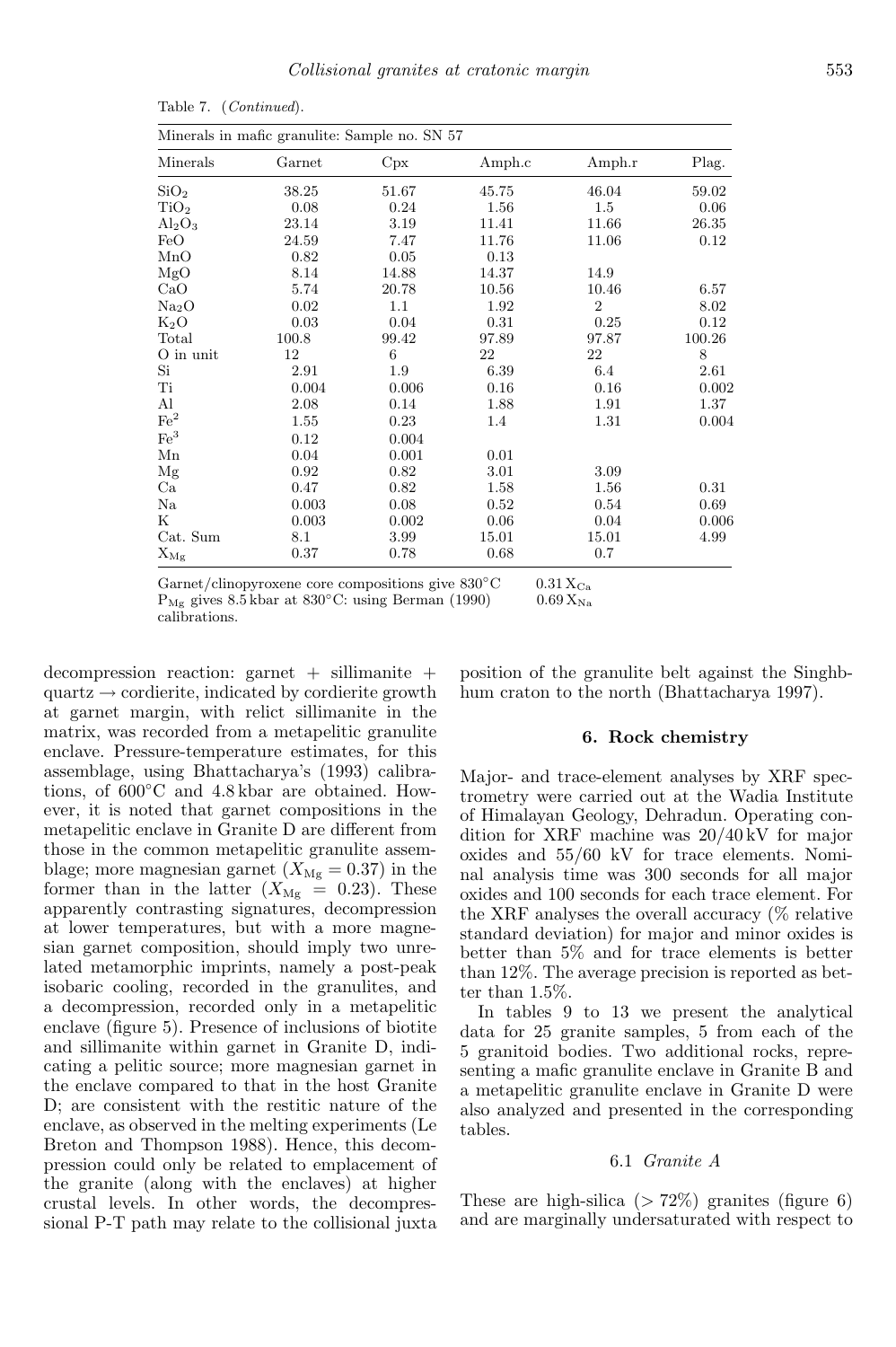Table 7. (*Continued*).

| Minerals in mafic granulite: Sample no. SN 57 | | | | | |
|---|---|---|---|---|---|
| Minerals | Garnet | Cpx | Amph.c | Amph.r | Plag. |
| $SiO_2$ | 38.25 | 51.67 | 45.75 | 46.04 | 59.02 |
| $TiO_2$ | 0.08 | 0.24 | 1.56 | 1.5 | 0.06 |
| $Al_2O_3$ | 23.14 | 3.19 | 11.41 | 11.66 | 26.35 |
| FeO | 24.59 | 7.47 | 11.76 | 11.06 | 0.12 |
| MnO | 0.82 | 0.05 | 0.13 | | |
| MgO | 8.14 | 14.88 | 14.37 | 14.9 | |
| CaO | 5.74 | 20.78 | 10.56 | 10.46 | 6.57 |
| $Na_2O$ | 0.02 | 1.1 | 1.92 | 2 | 8.02 |
| $K_2O$ | 0.03 | 0.04 | 0.31 | 0.25 | 0.12 |
| Total | 100.8 | 99.42 | 97.89 | 97.87 | 100.26 |
| O in unit | 12 | 6 | 22 | 22 | 8 |
| Si | 2.91 | 1.9 | 6.39 | 6.4 | 2.61 |
| Ti | 0.004 | 0.006 | 0.16 | 0.16 | 0.002 |
| Al | 2.08 | 0.14 | 1.88 | 1.91 | 1.37 |
| $Fe^2$ | 1.55 | 0.23 | 1.4 | 1.31 | 0.004 |
| $Fe^3$ | 0.12 | 0.004 | | | |
| Mn | 0.04 | 0.001 | 0.01 | | |
| Mg | 0.92 | 0.82 | 3.01 | 3.09 | |
| Ca | 0.47 | 0.82 | 1.58 | 1.56 | 0.31 |
| Na | 0.003 | 0.08 | 0.52 | 0.54 | 0.69 |
| K | 0.003 | 0.002 | 0.06 | 0.04 | 0.006 |
| Cat. Sum | 8.1 | 3.99 | 15.01 | 15.01 | 4.99 |
| $X_{Mg}$ | 0.37 | 0.78 | 0.68 | 0.7 | |

Garnet/clinopyroxene core compositions give 830°C &nbsp;&nbsp; $0.31\,X_{Ca}$
$P_{Mg}$ gives 8.5 kbar at 830°C: using Berman (1990) calibrations. &nbsp;&nbsp; $0.69\,X_{Na}$

decompression reaction: garnet + sillimanite + quartz → cordierite, indicated by cordierite growth at garnet margin, with relict sillimanite in the matrix, was recorded from a metapelitic granulite enclave. Pressure-temperature estimates, for this assemblage, using Bhattacharya's (1993) calibrations, of 600°C and 4.8 kbar are obtained. However, it is noted that garnet compositions in the metapelitic enclave in Granite D are different from those in the common metapelitic granulite assemblage; more magnesian garnet ($X_{Mg} = 0.37$) in the former than in the latter ($X_{Mg} = 0.23$). These apparently contrasting signatures, decompression at lower temperatures, but with a more magnesian garnet composition, should imply two unrelated metamorphic imprints, namely a post-peak isobaric cooling, recorded in the granulites, and a decompression, recorded only in a metapelitic enclave (figure 5). Presence of inclusions of biotite and sillimanite within garnet in Granite D, indicating a pelitic source; more magnesian garnet in the enclave compared to that in the host Granite D; are consistent with the restitic nature of the enclave, as observed in the melting experiments (Le Breton and Thompson 1988). Hence, this decompression could only be related to emplacement of the granite (along with the enclaves) at higher crustal levels. In other words, the decompressional P-T path may relate to the collisional juxta position of the granulite belt against the Singhbhum craton to the north (Bhattacharya 1997).

## 6. Rock chemistry

Major- and trace-element analyses by XRF spectrometry were carried out at the Wadia Institute of Himalayan Geology, Dehradun. Operating condition for XRF machine was 20/40 kV for major oxides and 55/60 kV for trace elements. Nominal analysis time was 300 seconds for all major oxides and 100 seconds for each trace element. For the XRF analyses the overall accuracy (% relative standard deviation) for major and minor oxides is better than 5% and for trace elements is better than 12%. The average precision is reported as better than 1.5%.

In tables 9 to 13 we present the analytical data for 25 granite samples, 5 from each of the 5 granitoid bodies. Two additional rocks, representing a mafic granulite enclave in Granite B and a metapelitic granulite enclave in Granite D were also analyzed and presented in the corresponding tables.

### 6.1 *Granite A*

These are high-silica (> 72%) granites (figure 6) and are marginally undersaturated with respect to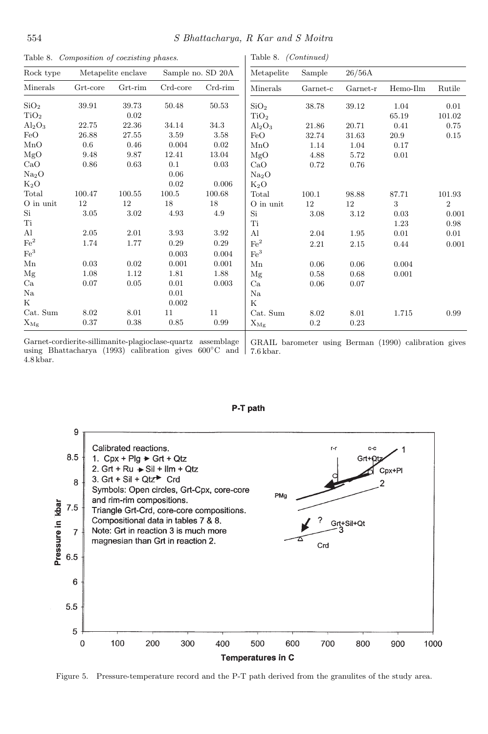Table 8. *Composition of coexisting phases.*

| Rock type | Metapelite enclave | | Sample no. SD 20A | |
|---|---|---|---|---|
| Minerals | Grt-core | Grt-rim | Crd-core | Crd-rim |
| $SiO_2$ | 39.91 | 39.73 | 50.48 | 50.53 |
| $TiO_2$ | | 0.02 | | |
| $Al_2O_3$ | 22.75 | 22.36 | 34.14 | 34.3 |
| FeO | 26.88 | 27.55 | 3.59 | 3.58 |
| MnO | 0.6 | 0.46 | 0.004 | 0.02 |
| MgO | 9.48 | 9.87 | 12.41 | 13.04 |
| CaO | 0.86 | 0.63 | 0.1 | 0.03 |
| $Na_2O$ | | | 0.06 | |
| $K_2O$ | | | 0.02 | 0.006 |
| Total | 100.47 | 100.55 | 100.5 | 100.68 |
| O in unit | 12 | 12 | 18 | 18 |
| Si | 3.05 | 3.02 | 4.93 | 4.9 |
| Ti | | | | |
| Al | 2.05 | 2.01 | 3.93 | 3.92 |
| $Fe^2$ | 1.74 | 1.77 | 0.29 | 0.29 |
| $Fe^3$ | | | 0.003 | 0.004 |
| Mn | 0.03 | 0.02 | 0.001 | 0.001 |
| Mg | 1.08 | 1.12 | 1.81 | 1.88 |
| Ca | 0.07 | 0.05 | 0.01 | 0.003 |
| Na | | | 0.01 | |
| K | | | 0.002 | |
| Cat. Sum | 8.02 | 8.01 | 11 | 11 |
| $X_{Mg}$ | 0.37 | 0.38 | 0.85 | 0.99 |

Garnet-cordierite-sillimanite-plagioclase-quartz assemblage using Bhattacharya (1993) calibration gives 600°C and 4.8 kbar.

Table 8. *(Continued)*

| Metapelite | Sample | 26/56A | | |
|---|---|---|---|---|
| Minerals | Garnet-c | Garnet-r | Hemo-Ilm | Rutile |
| $SiO_2$ | 38.78 | 39.12 | 1.04 | 0.01 |
| $TiO_2$ | | | 65.19 | 101.02 |
| $Al_2O_3$ | 21.86 | 20.71 | 0.41 | 0.75 |
| FeO | 32.74 | 31.63 | 20.9 | 0.15 |
| MnO | 1.14 | 1.04 | 0.17 | |
| MgO | 4.88 | 5.72 | 0.01 | |
| CaO | 0.72 | 0.76 | | |
| $Na_2O$ | | | | |
| $K_2O$ | | | | |
| Total | 100.1 | 98.88 | 87.71 | 101.93 |
| O in unit | 12 | 12 | 3 | 2 |
| Si | 3.08 | 3.12 | 0.03 | 0.001 |
| Ti | | | 1.23 | 0.98 |
| Al | 2.04 | 1.95 | 0.01 | 0.01 |
| $Fe^2$ | 2.21 | 2.15 | 0.44 | 0.001 |
| $Fe^3$ | | | | |
| Mn | 0.06 | 0.06 | 0.004 | |
| Mg | 0.58 | 0.68 | 0.001 | |
| Ca | 0.06 | 0.07 | | |
| Na | | | | |
| K | | | | |
| Cat. Sum | 8.02 | 8.01 | 1.715 | 0.99 |
| $X_{Mg}$ | 0.2 | 0.23 | | |

GRAIL barometer using Berman (1990) calibration gives 7.6 kbar.

Figure 5. Pressure-temperature record and the P-T path derived from the granulites of the study area.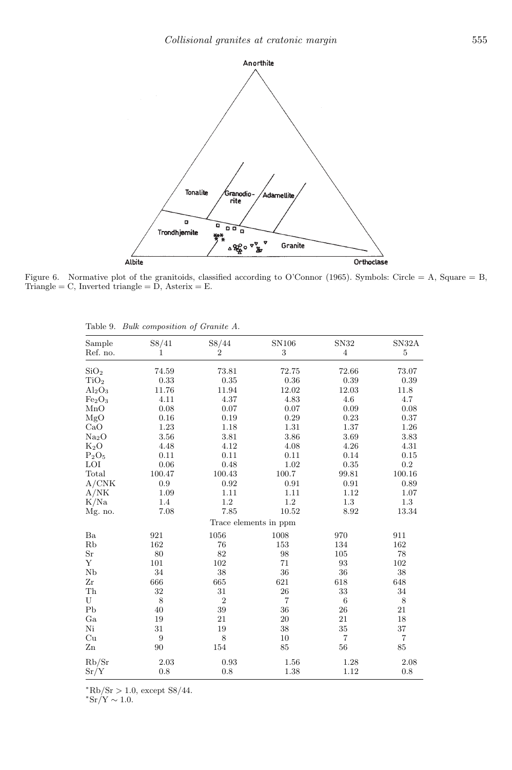Figure 6. Normative plot of the granitoids, classified according to O'Connor (1965). Symbols: Circle = A, Square = B, Triangle = C, Inverted triangle = D, Asterix = E.

Table 9. *Bulk composition of Granite A.*

| Sample | S8/41 | S8/44 | SN106 | SN32 | SN32A |
|---|---|---|---|---|---|
| Ref. no. | 1 | 2 | 3 | 4 | 5 |
| $SiO_2$ | 74.59 | 73.81 | 72.75 | 72.66 | 73.07 |
| $TiO_2$ | 0.33 | 0.35 | 0.36 | 0.39 | 0.39 |
| $Al_2O_3$ | 11.76 | 11.94 | 12.02 | 12.03 | 11.8 |
| $Fe_2O_3$ | 4.11 | 4.37 | 4.83 | 4.6 | 4.7 |
| MnO | 0.08 | 0.07 | 0.07 | 0.09 | 0.08 |
| MgO | 0.16 | 0.19 | 0.29 | 0.23 | 0.37 |
| CaO | 1.23 | 1.18 | 1.31 | 1.37 | 1.26 |
| $Na_2O$ | 3.56 | 3.81 | 3.86 | 3.69 | 3.83 |
| $K_2O$ | 4.48 | 4.12 | 4.08 | 4.26 | 4.31 |
| $P_2O_5$ | 0.11 | 0.11 | 0.11 | 0.14 | 0.15 |
| LOI | 0.06 | 0.48 | 1.02 | 0.35 | 0.2 |
| Total | 100.47 | 100.43 | 100.7 | 99.81 | 100.16 |
| A/CNK | 0.9 | 0.92 | 0.91 | 0.91 | 0.89 |
| A/NK | 1.09 | 1.11 | 1.11 | 1.12 | 1.07 |
| K/Na | 1.4 | 1.2 | 1.2 | 1.3 | 1.3 |
| Mg. no. | 7.08 | 7.85 | 10.52 | 8.92 | 13.34 |
| | | | Trace elements in ppm | | |
| Ba | 921 | 1056 | 1008 | 970 | 911 |
| Rb | 162 | 76 | 153 | 134 | 162 |
| Sr | 80 | 82 | 98 | 105 | 78 |
| Y | 101 | 102 | 71 | 93 | 102 |
| Nb | 34 | 38 | 36 | 36 | 38 |
| Zr | 666 | 665 | 621 | 618 | 648 |
| Th | 32 | 31 | 26 | 33 | 34 |
| U | 8 | 2 | 7 | 6 | 8 |
| Pb | 40 | 39 | 36 | 26 | 21 |
| Ga | 19 | 21 | 20 | 21 | 18 |
| Ni | 31 | 19 | 38 | 35 | 37 |
| Cu | 9 | 8 | 10 | 7 | 7 |
| Zn | 90 | 154 | 85 | 56 | 85 |
| Rb/Sr | 2.03 | 0.93 | 1.56 | 1.28 | 2.08 |
| Sr/Y | 0.8 | 0.8 | 1.38 | 1.12 | 0.8 |

*Rb/Sr > 1.0, except S8/44.
*Sr/Y ∼ 1.0.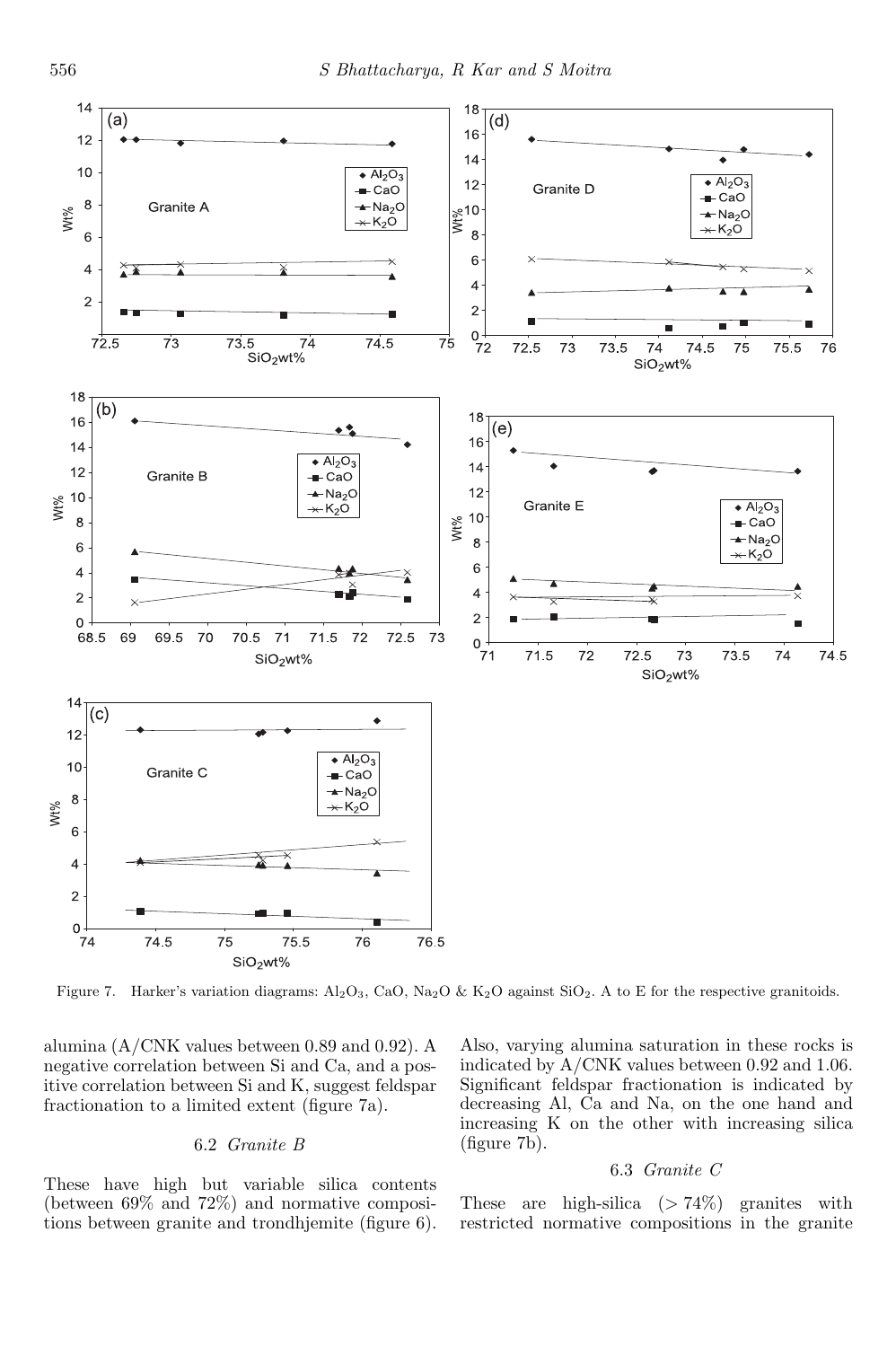Figure 7. Harker's variation diagrams: $Al_2O_3$, CaO, $Na_2O$ & $K_2O$ against $SiO_2$. A to E for the respective granitoids.

alumina (A/CNK values between 0.89 and 0.92). A negative correlation between Si and Ca, and a positive correlation between Si and K, suggest feldspar fractionation to a limited extent (figure 7a).

### 6.2 *Granite B*

These have high but variable silica contents (between 69% and 72%) and normative compositions between granite and trondhjemite (figure 6). Also, varying alumina saturation in these rocks is indicated by A/CNK values between 0.92 and 1.06. Significant feldspar fractionation is indicated by decreasing Al, Ca and Na, on the one hand and increasing K on the other with increasing silica (figure 7b).

### 6.3 *Granite C*

These are high-silica (> 74%) granites with restricted normative compositions in the granite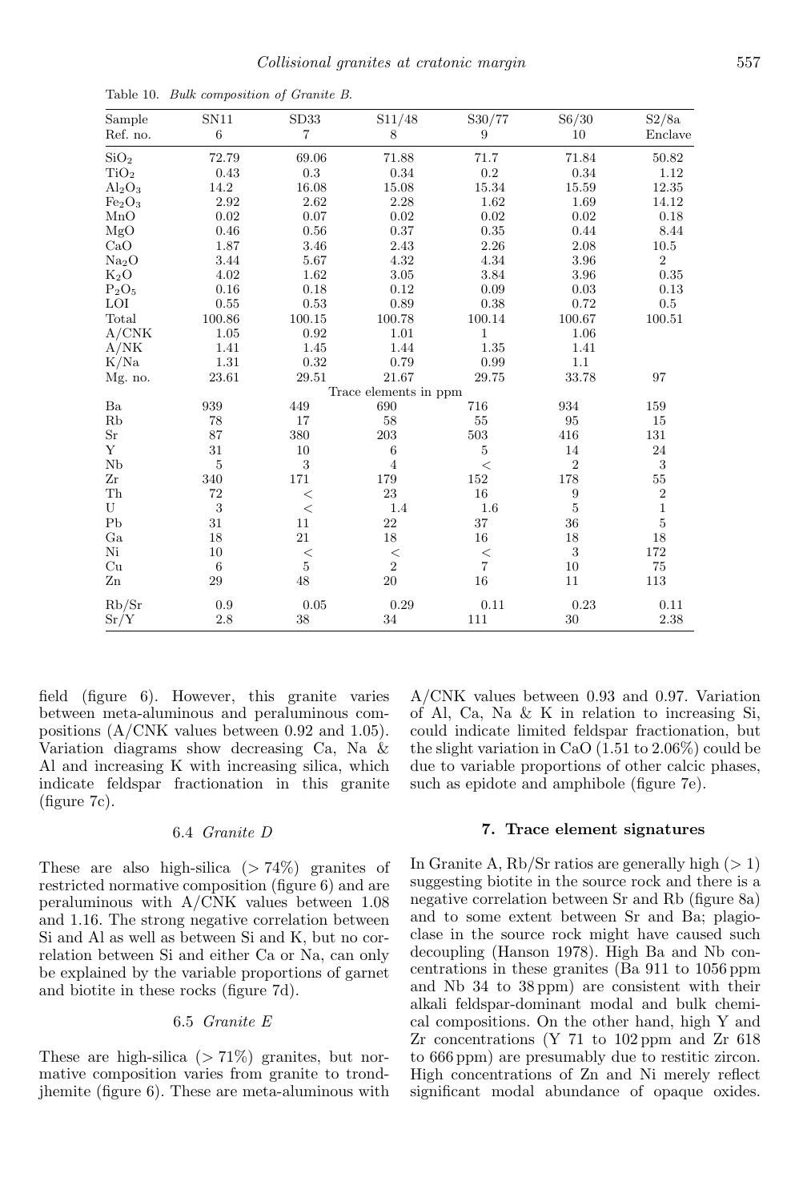Table 10. *Bulk composition of Granite B.*

| Sample | SN11 | SD33 | S11/48 | S30/77 | S6/30 | S2/8a |
|---|---|---|---|---|---|---|
| Ref. no. | 6 | 7 | 8 | 9 | 10 | Enclave |
| $SiO_2$ | 72.79 | 69.06 | 71.88 | 71.7 | 71.84 | 50.82 |
| $TiO_2$ | 0.43 | 0.3 | 0.34 | 0.2 | 0.34 | 1.12 |
| $Al_2O_3$ | 14.2 | 16.08 | 15.08 | 15.34 | 15.59 | 12.35 |
| $Fe_2O_3$ | 2.92 | 2.62 | 2.28 | 1.62 | 1.69 | 14.12 |
| MnO | 0.02 | 0.07 | 0.02 | 0.02 | 0.02 | 0.18 |
| MgO | 0.46 | 0.56 | 0.37 | 0.35 | 0.44 | 8.44 |
| CaO | 1.87 | 3.46 | 2.43 | 2.26 | 2.08 | 10.5 |
| $Na_2O$ | 3.44 | 5.67 | 4.32 | 4.34 | 3.96 | 2 |
| $K_2O$ | 4.02 | 1.62 | 3.05 | 3.84 | 3.96 | 0.35 |
| $P_2O_5$ | 0.16 | 0.18 | 0.12 | 0.09 | 0.03 | 0.13 |
| LOI | 0.55 | 0.53 | 0.89 | 0.38 | 0.72 | 0.5 |
| Total | 100.86 | 100.15 | 100.78 | 100.14 | 100.67 | 100.51 |
| A/CNK | 1.05 | 0.92 | 1.01 | 1 | 1.06 | |
| A/NK | 1.41 | 1.45 | 1.44 | 1.35 | 1.41 | |
| K/Na | 1.31 | 0.32 | 0.79 | 0.99 | 1.1 | |
| Mg. no. | 23.61 | 29.51 | 21.67 | 29.75 | 33.78 | 97 |
| | | | Trace elements in ppm | | | |
| Ba | 939 | 449 | 690 | 716 | 934 | 159 |
| Rb | 78 | 17 | 58 | 55 | 95 | 15 |
| Sr | 87 | 380 | 203 | 503 | 416 | 131 |
| Y | 31 | 10 | 6 | 5 | 14 | 24 |
| Nb | 5 | 3 | 4 | < | 2 | 3 |
| Zr | 340 | 171 | 179 | 152 | 178 | 55 |
| Th | 72 | < | 23 | 16 | 9 | 2 |
| U | 3 | < | 1.4 | 1.6 | 5 | 1 |
| Pb | 31 | 11 | 22 | 37 | 36 | 5 |
| Ga | 18 | 21 | 18 | 16 | 18 | 18 |
| Ni | 10 | < | < | < | 3 | 172 |
| Cu | 6 | 5 | 2 | 7 | 10 | 75 |
| Zn | 29 | 48 | 20 | 16 | 11 | 113 |
| Rb/Sr | 0.9 | 0.05 | 0.29 | 0.11 | 0.23 | 0.11 |
| Sr/Y | 2.8 | 38 | 34 | 111 | 30 | 2.38 |

field (figure 6). However, this granite varies between meta-aluminous and peraluminous compositions (A/CNK values between 0.92 and 1.05). Variation diagrams show decreasing Ca, Na & Al and increasing K with increasing silica, which indicate feldspar fractionation in this granite (figure 7c).

### 6.4 *Granite D*

These are also high-silica ($> 74\%$) granites of restricted normative composition (figure 6) and are peraluminous with A/CNK values between 1.08 and 1.16. The strong negative correlation between Si and Al as well as between Si and K, but no correlation between Si and either Ca or Na, can only be explained by the variable proportions of garnet and biotite in these rocks (figure 7d).

### 6.5 *Granite E*

These are high-silica ($> 71\%$) granites, but normative composition varies from granite to trondjhemite (figure 6). These are meta-aluminous with A/CNK values between 0.93 and 0.97. Variation of Al, Ca, Na & K in relation to increasing Si, could indicate limited feldspar fractionation, but the slight variation in CaO (1.51 to 2.06%) could be due to variable proportions of other calcic phases, such as epidote and amphibole (figure 7e).

## 7. Trace element signatures

In Granite A, Rb/Sr ratios are generally high ($> 1$) suggesting biotite in the source rock and there is a negative correlation between Sr and Rb (figure 8a) and to some extent between Sr and Ba; plagioclase in the source rock might have caused such decoupling (Hanson 1978). High Ba and Nb concentrations in these granites (Ba 911 to 1056 ppm and Nb 34 to 38 ppm) are consistent with their alkali feldspar-dominant modal and bulk chemical compositions. On the other hand, high Y and Zr concentrations (Y 71 to 102 ppm and Zr 618 to 666 ppm) are presumably due to restitic zircon. High concentrations of Zn and Ni merely reflect significant modal abundance of opaque oxides.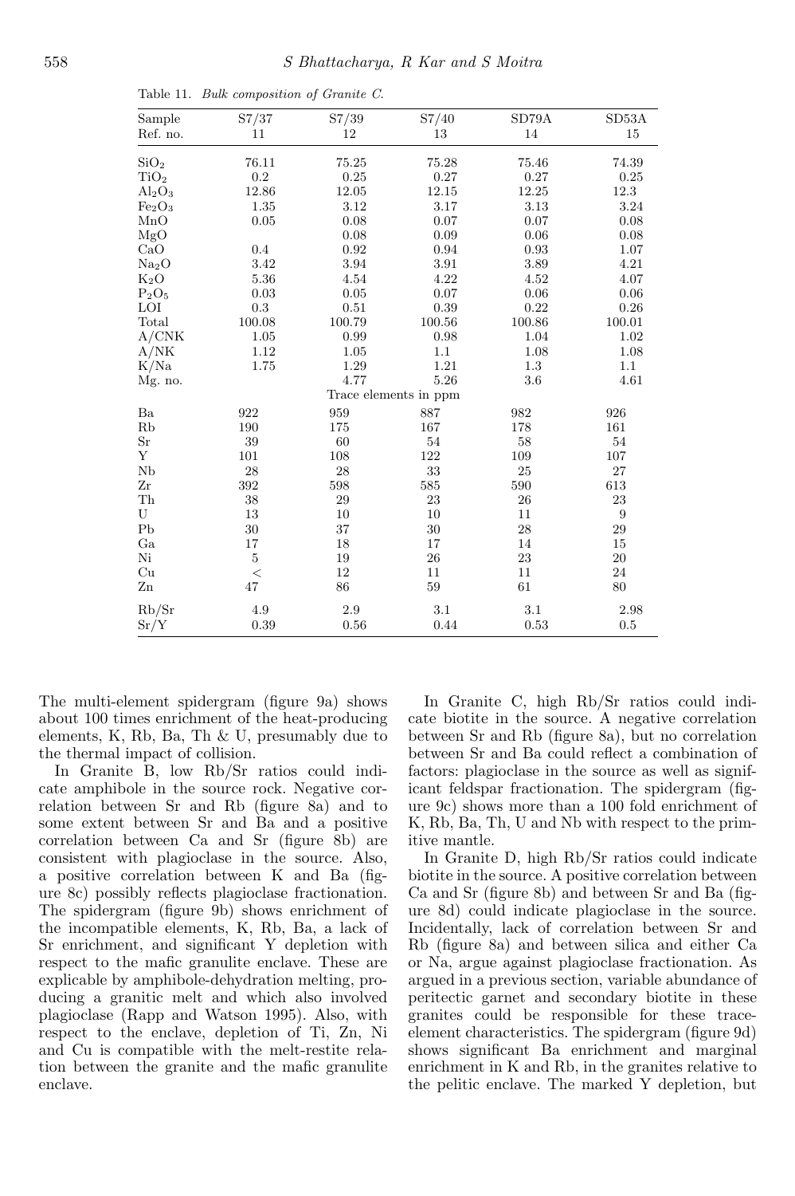Table 11. *Bulk composition of Granite C.*

| Sample | S7/37 | S7/39 | S7/40 | SD79A | SD53A |
|---|---|---|---|---|---|
| Ref. no. | 11 | 12 | 13 | 14 | 15 |
| $SiO_2$ | 76.11 | 75.25 | 75.28 | 75.46 | 74.39 |
| $TiO_2$ | 0.2 | 0.25 | 0.27 | 0.27 | 0.25 |
| $Al_2O_3$ | 12.86 | 12.05 | 12.15 | 12.25 | 12.3 |
| $Fe_2O_3$ | 1.35 | 3.12 | 3.17 | 3.13 | 3.24 |
| MnO | 0.05 | 0.08 | 0.07 | 0.07 | 0.08 |
| MgO | | 0.08 | 0.09 | 0.06 | 0.08 |
| CaO | 0.4 | 0.92 | 0.94 | 0.93 | 1.07 |
| $Na_2O$ | 3.42 | 3.94 | 3.91 | 3.89 | 4.21 |
| $K_2O$ | 5.36 | 4.54 | 4.22 | 4.52 | 4.07 |
| $P_2O_5$ | 0.03 | 0.05 | 0.07 | 0.06 | 0.06 |
| LOI | 0.3 | 0.51 | 0.39 | 0.22 | 0.26 |
| Total | 100.08 | 100.79 | 100.56 | 100.86 | 100.01 |
| A/CNK | 1.05 | 0.99 | 0.98 | 1.04 | 1.02 |
| A/NK | 1.12 | 1.05 | 1.1 | 1.08 | 1.08 |
| K/Na | 1.75 | 1.29 | 1.21 | 1.3 | 1.1 |
| Mg. no. | | 4.77 | 5.26 | 3.6 | 4.61 |
| | | | Trace elements in ppm | | |
| Ba | 922 | 959 | 887 | 982 | 926 |
| Rb | 190 | 175 | 167 | 178 | 161 |
| Sr | 39 | 60 | 54 | 58 | 54 |
| Y | 101 | 108 | 122 | 109 | 107 |
| Nb | 28 | 28 | 33 | 25 | 27 |
| Zr | 392 | 598 | 585 | 590 | 613 |
| Th | 38 | 29 | 23 | 26 | 23 |
| U | 13 | 10 | 10 | 11 | 9 |
| Pb | 30 | 37 | 30 | 28 | 29 |
| Ga | 17 | 18 | 17 | 14 | 15 |
| Ni | 5 | 19 | 26 | 23 | 20 |
| Cu | < | 12 | 11 | 11 | 24 |
| Zn | 47 | 86 | 59 | 61 | 80 |
| Rb/Sr | 4.9 | 2.9 | 3.1 | 3.1 | 2.98 |
| Sr/Y | 0.39 | 0.56 | 0.44 | 0.53 | 0.5 |

The multi-element spidergram (figure 9a) shows about 100 times enrichment of the heat-producing elements, K, Rb, Ba, Th & U, presumably due to the thermal impact of collision.

In Granite B, low Rb/Sr ratios could indicate amphibole in the source rock. Negative correlation between Sr and Rb (figure 8a) and to some extent between Sr and Ba and a positive correlation between Ca and Sr (figure 8b) are consistent with plagioclase in the source. Also, a positive correlation between K and Ba (figure 8c) possibly reflects plagioclase fractionation. The spidergram (figure 9b) shows enrichment of the incompatible elements, K, Rb, Ba, a lack of Sr enrichment, and significant Y depletion with respect to the mafic granulite enclave. These are explicable by amphibole-dehydration melting, producing a granitic melt and which also involved plagioclase (Rapp and Watson 1995). Also, with respect to the enclave, depletion of Ti, Zn, Ni and Cu is compatible with the melt-restite relation between the granite and the mafic granulite enclave.

In Granite C, high Rb/Sr ratios could indicate biotite in the source. A negative correlation between Sr and Rb (figure 8a), but no correlation between Sr and Ba could reflect a combination of factors: plagioclase in the source as well as significant feldspar fractionation. The spidergram (figure 9c) shows more than a 100 fold enrichment of K, Rb, Ba, Th, U and Nb with respect to the primitive mantle.

In Granite D, high Rb/Sr ratios could indicate biotite in the source. A positive correlation between Ca and Sr (figure 8b) and between Sr and Ba (figure 8d) could indicate plagioclase in the source. Incidentally, lack of correlation between Sr and Rb (figure 8a) and between silica and either Ca or Na, argue against plagioclase fractionation. As argued in a previous section, variable abundance of peritectic garnet and secondary biotite in these granites could be responsible for these trace-element characteristics. The spidergram (figure 9d) shows significant Ba enrichment and marginal enrichment in K and Rb, in the granites relative to the pelitic enclave. The marked Y depletion, but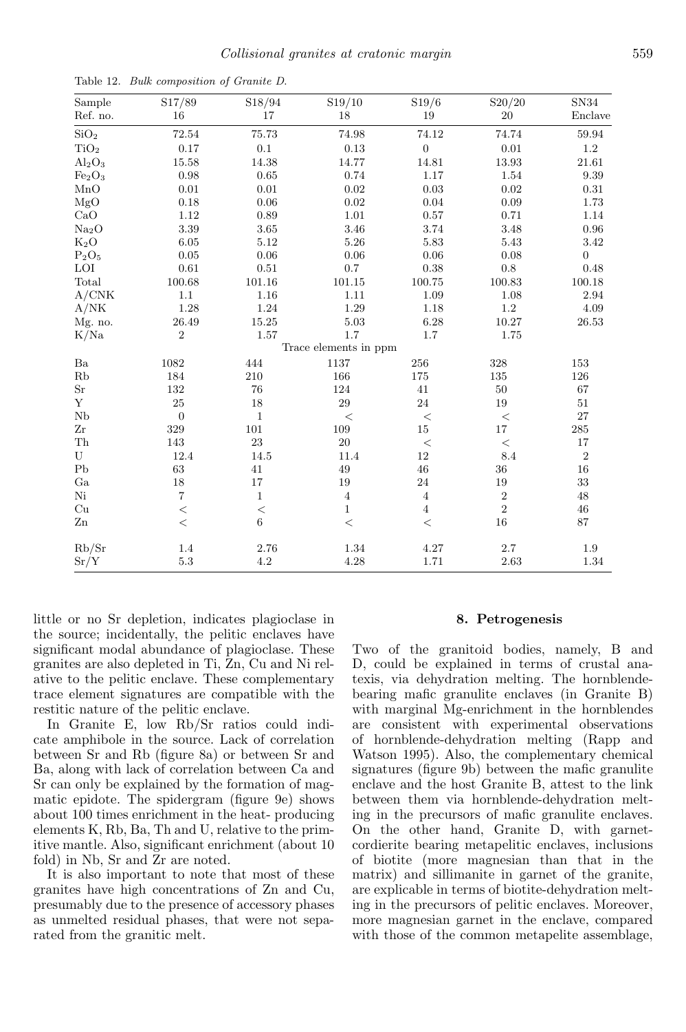Table 12. *Bulk composition of Granite D.*

| Sample | S17/89 | S18/94 | S19/10 | S19/6 | S20/20 | SN34 |
|---|---|---|---|---|---|---|
| Ref. no. | 16 | 17 | 18 | 19 | 20 | Enclave |
| $SiO_2$ | 72.54 | 75.73 | 74.98 | 74.12 | 74.74 | 59.94 |
| $TiO_2$ | 0.17 | 0.1 | 0.13 | 0 | 0.01 | 1.2 |
| $Al_2O_3$ | 15.58 | 14.38 | 14.77 | 14.81 | 13.93 | 21.61 |
| $Fe_2O_3$ | 0.98 | 0.65 | 0.74 | 1.17 | 1.54 | 9.39 |
| MnO | 0.01 | 0.01 | 0.02 | 0.03 | 0.02 | 0.31 |
| MgO | 0.18 | 0.06 | 0.02 | 0.04 | 0.09 | 1.73 |
| CaO | 1.12 | 0.89 | 1.01 | 0.57 | 0.71 | 1.14 |
| $Na_2O$ | 3.39 | 3.65 | 3.46 | 3.74 | 3.48 | 0.96 |
| $K_2O$ | 6.05 | 5.12 | 5.26 | 5.83 | 5.43 | 3.42 |
| $P_2O_5$ | 0.05 | 0.06 | 0.06 | 0.06 | 0.08 | 0 |
| LOI | 0.61 | 0.51 | 0.7 | 0.38 | 0.8 | 0.48 |
| Total | 100.68 | 101.16 | 101.15 | 100.75 | 100.83 | 100.18 |
| A/CNK | 1.1 | 1.16 | 1.11 | 1.09 | 1.08 | 2.94 |
| A/NK | 1.28 | 1.24 | 1.29 | 1.18 | 1.2 | 4.09 |
| Mg. no. | 26.49 | 15.25 | 5.03 | 6.28 | 10.27 | 26.53 |
| K/Na | 2 | 1.57 | 1.7 | 1.7 | 1.75 | |
| | | | Trace elements in ppm | | | |
| Ba | 1082 | 444 | 1137 | 256 | 328 | 153 |
| Rb | 184 | 210 | 166 | 175 | 135 | 126 |
| Sr | 132 | 76 | 124 | 41 | 50 | 67 |
| Y | 25 | 18 | 29 | 24 | 19 | 51 |
| Nb | 0 | 1 | < | < | < | 27 |
| Zr | 329 | 101 | 109 | 15 | 17 | 285 |
| Th | 143 | 23 | 20 | < | < | 17 |
| U | 12.4 | 14.5 | 11.4 | 12 | 8.4 | 2 |
| Pb | 63 | 41 | 49 | 46 | 36 | 16 |
| Ga | 18 | 17 | 19 | 24 | 19 | 33 |
| Ni | 7 | 1 | 4 | 4 | 2 | 48 |
| Cu | < | < | 1 | 4 | 2 | 46 |
| Zn | < | 6 | < | < | 16 | 87 |
| Rb/Sr | 1.4 | 2.76 | 1.34 | 4.27 | 2.7 | 1.9 |
| Sr/Y | 5.3 | 4.2 | 4.28 | 1.71 | 2.63 | 1.34 |

little or no Sr depletion, indicates plagioclase in the source; incidentally, the pelitic enclaves have significant modal abundance of plagioclase. These granites are also depleted in Ti, Zn, Cu and Ni relative to the pelitic enclave. These complementary trace element signatures are compatible with the restitic nature of the pelitic enclave.

In Granite E, low Rb/Sr ratios could indicate amphibole in the source. Lack of correlation between Sr and Rb (figure 8a) or between Sr and Ba, along with lack of correlation between Ca and Sr can only be explained by the formation of magmatic epidote. The spidergram (figure 9e) shows about 100 times enrichment in the heat- producing elements K, Rb, Ba, Th and U, relative to the primitive mantle. Also, significant enrichment (about 10 fold) in Nb, Sr and Zr are noted.

It is also important to note that most of these granites have high concentrations of Zn and Cu, presumably due to the presence of accessory phases as unmelted residual phases, that were not separated from the granitic melt.

## 8. Petrogenesis

Two of the granitoid bodies, namely, B and D, could be explained in terms of crustal anatexis, via dehydration melting. The hornblende-bearing mafic granulite enclaves (in Granite B) with marginal Mg-enrichment in the hornblendes are consistent with experimental observations of hornblende-dehydration melting (Rapp and Watson 1995). Also, the complementary chemical signatures (figure 9b) between the mafic granulite enclave and the host Granite B, attest to the link between them via hornblende-dehydration melting in the precursors of mafic granulite enclaves. On the other hand, Granite D, with garnet-cordierite bearing metapelitic enclaves, inclusions of biotite (more magnesian than that in the matrix) and sillimanite in garnet of the granite, are explicable in terms of biotite-dehydration melting in the precursors of pelitic enclaves. Moreover, more magnesian garnet in the enclave, compared with those of the common metapelite assemblage,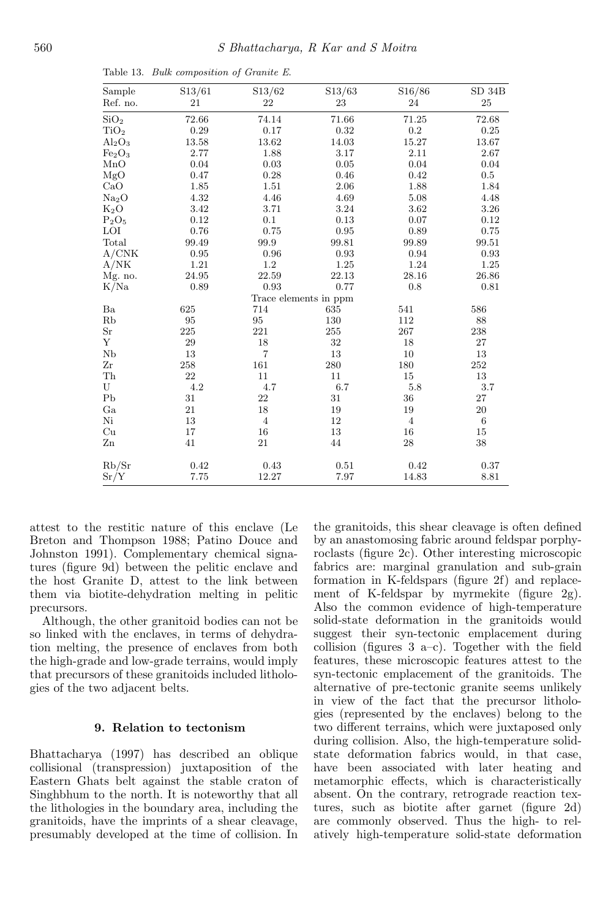Table 13. *Bulk composition of Granite E.*

| Sample | S13/61 | S13/62 | S13/63 | S16/86 | SD 34B |
|---|---|---|---|---|---|
| Ref. no. | 21 | 22 | 23 | 24 | 25 |
| $SiO_2$ | 72.66 | 74.14 | 71.66 | 71.25 | 72.68 |
| $TiO_2$ | 0.29 | 0.17 | 0.32 | 0.2 | 0.25 |
| $Al_2O_3$ | 13.58 | 13.62 | 14.03 | 15.27 | 13.67 |
| $Fe_2O_3$ | 2.77 | 1.88 | 3.17 | 2.11 | 2.67 |
| MnO | 0.04 | 0.03 | 0.05 | 0.04 | 0.04 |
| MgO | 0.47 | 0.28 | 0.46 | 0.42 | 0.5 |
| CaO | 1.85 | 1.51 | 2.06 | 1.88 | 1.84 |
| $Na_2O$ | 4.32 | 4.46 | 4.69 | 5.08 | 4.48 |
| $K_2O$ | 3.42 | 3.71 | 3.24 | 3.62 | 3.26 |
| $P_2O_5$ | 0.12 | 0.1 | 0.13 | 0.07 | 0.12 |
| LOI | 0.76 | 0.75 | 0.95 | 0.89 | 0.75 |
| Total | 99.49 | 99.9 | 99.81 | 99.89 | 99.51 |
| A/CNK | 0.95 | 0.96 | 0.93 | 0.94 | 0.93 |
| A/NK | 1.21 | 1.2 | 1.25 | 1.24 | 1.25 |
| Mg. no. | 24.95 | 22.59 | 22.13 | 28.16 | 26.86 |
| K/Na | 0.89 | 0.93 | 0.77 | 0.8 | 0.81 |
| | | | Trace elements in ppm | | |
| Ba | 625 | 714 | 635 | 541 | 586 |
| Rb | 95 | 95 | 130 | 112 | 88 |
| Sr | 225 | 221 | 255 | 267 | 238 |
| Y | 29 | 18 | 32 | 18 | 27 |
| Nb | 13 | 7 | 13 | 10 | 13 |
| Zr | 258 | 161 | 280 | 180 | 252 |
| Th | 22 | 11 | 11 | 15 | 13 |
| U | 4.2 | 4.7 | 6.7 | 5.8 | 3.7 |
| Pb | 31 | 22 | 31 | 36 | 27 |
| Ga | 21 | 18 | 19 | 19 | 20 |
| Ni | 13 | 4 | 12 | 4 | 6 |
| Cu | 17 | 16 | 13 | 16 | 15 |
| Zn | 41 | 21 | 44 | 28 | 38 |
| Rb/Sr | 0.42 | 0.43 | 0.51 | 0.42 | 0.37 |
| Sr/Y | 7.75 | 12.27 | 7.97 | 14.83 | 8.81 |

attest to the restitic nature of this enclave (Le Breton and Thompson 1988; Patino Douce and Johnston 1991). Complementary chemical signatures (figure 9d) between the pelitic enclave and the host Granite D, attest to the link between them via biotite-dehydration melting in pelitic precursors.

Although, the other granitoid bodies can not be so linked with the enclaves, in terms of dehydration melting, the presence of enclaves from both the high-grade and low-grade terrains, would imply that precursors of these granitoids included lithologies of the two adjacent belts.

## 9. Relation to tectonism

Bhattacharya (1997) has described an oblique collisional (transpression) juxtaposition of the Eastern Ghats belt against the stable craton of Singhbhum to the north. It is noteworthy that all the lithologies in the boundary area, including the granitoids, have the imprints of a shear cleavage, presumably developed at the time of collision. In the granitoids, this shear cleavage is often defined by an anastomosing fabric around feldspar porphyroclasts (figure 2c). Other interesting microscopic fabrics are: marginal granulation and sub-grain formation in K-feldspars (figure 2f) and replacement of K-feldspar by myrmekite (figure 2g). Also the common evidence of high-temperature solid-state deformation in the granitoids would suggest their syn-tectonic emplacement during collision (figures 3 a–c). Together with the field features, these microscopic features attest to the syn-tectonic emplacement of the granitoids. The alternative of pre-tectonic granite seems unlikely in view of the fact that the precursor lithologies (represented by the enclaves) belong to the two different terrains, which were juxtaposed only during collision. Also, the high-temperature solid-state deformation fabrics would, in that case, have been associated with later heating and metamorphic effects, which is characteristically absent. On the contrary, retrograde reaction textures, such as biotite after garnet (figure 2d) are commonly observed. Thus the high- to relatively high-temperature solid-state deformation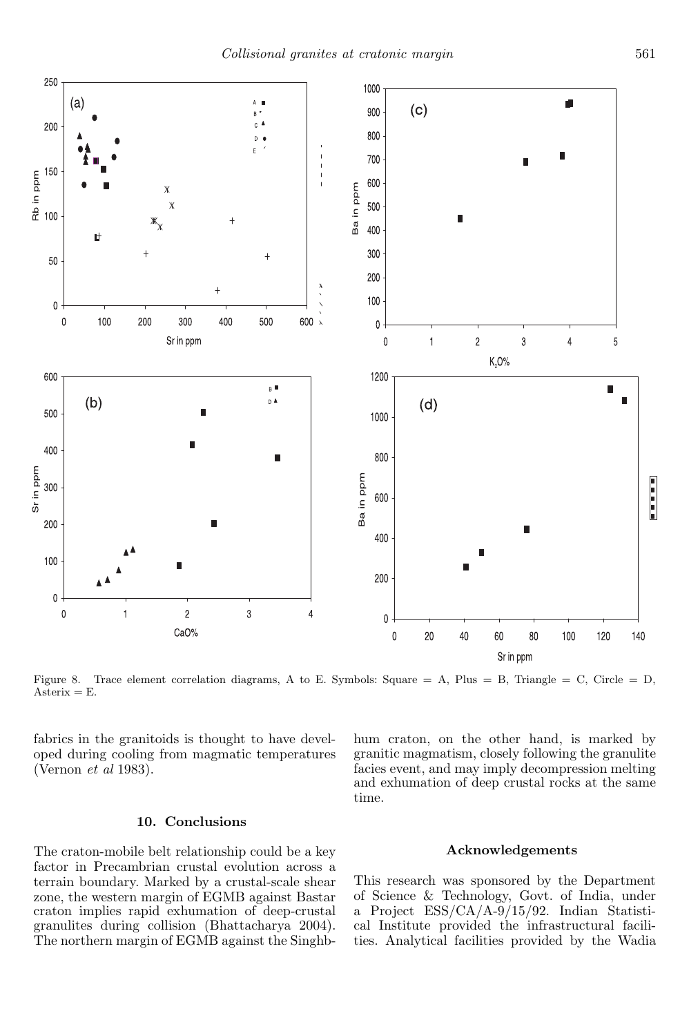Figure 8. Trace element correlation diagrams, A to E. Symbols: Square = A, Plus = B, Triangle = C, Circle = D, Asterix = E.

fabrics in the granitoids is thought to have developed during cooling from magmatic temperatures (Vernon *et al* 1983).

## 10. Conclusions

The craton-mobile belt relationship could be a key factor in Precambrian crustal evolution across a terrain boundary. Marked by a crustal-scale shear zone, the western margin of EGMB against Bastar craton implies rapid exhumation of deep-crustal granulites during collision (Bhattacharya 2004). The northern margin of EGMB against the Singhbhum craton, on the other hand, is marked by granitic magmatism, closely following the granulite facies event, and may imply decompression melting and exhumation of deep crustal rocks at the same time.

## Acknowledgements

This research was sponsored by the Department of Science & Technology, Govt. of India, under a Project ESS/CA/A-9/15/92. Indian Statistical Institute provided the infrastructural facilities. Analytical facilities provided by the Wadia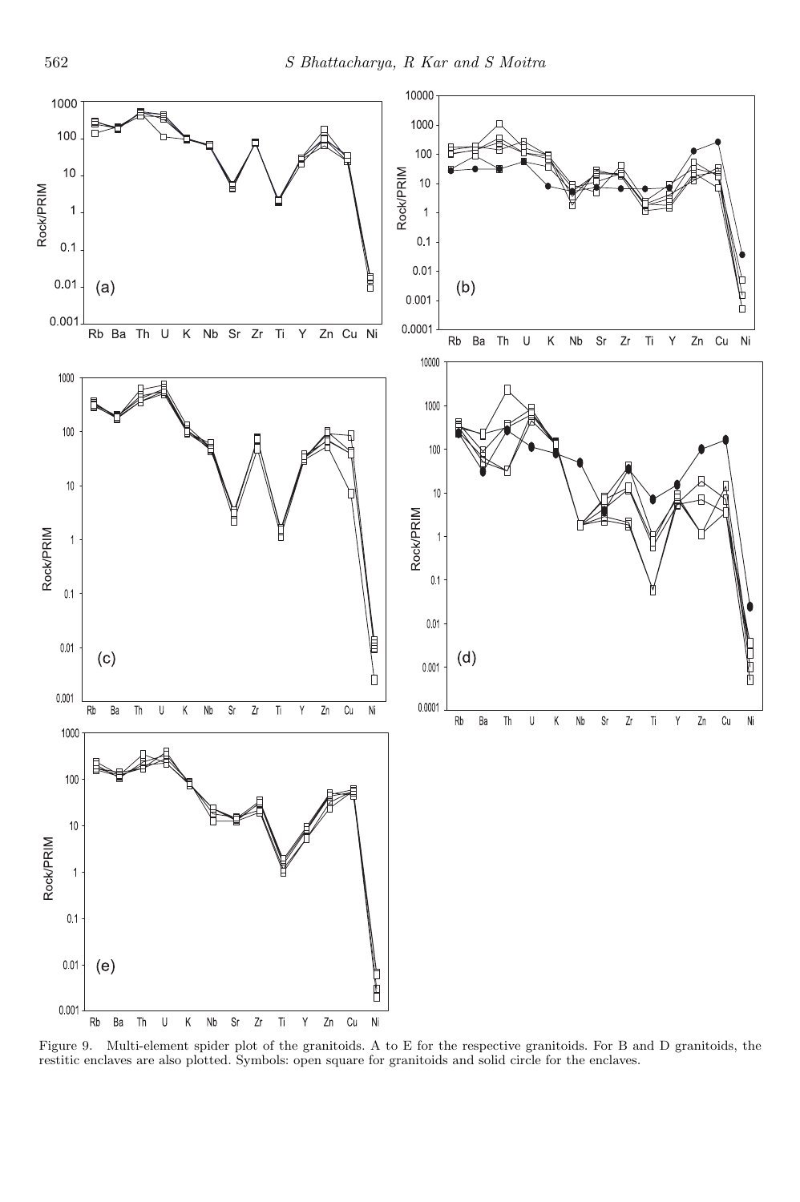Figure 9. Multi-element spider plot of the granitoids. A to E for the respective granitoids. For B and D granitoids, the restitic enclaves are also plotted. Symbols: open square for granitoids and solid circle for the enclaves.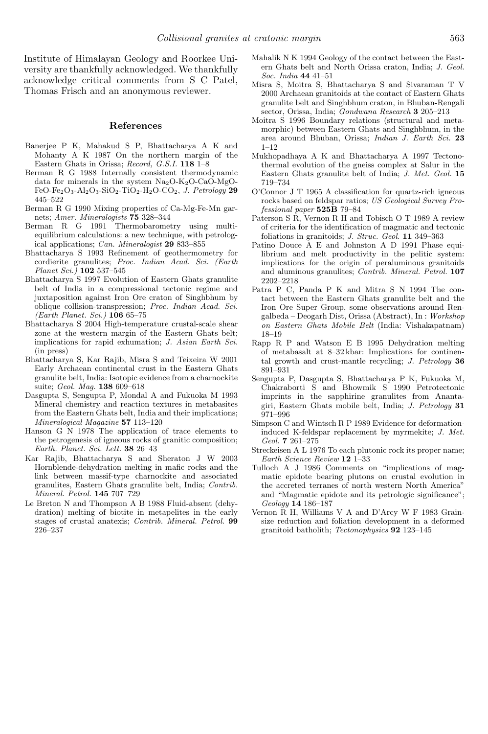Institute of Himalayan Geology and Roorkee University are thankfully acknowledged. We thankfully acknowledge critical comments from S C Patel, Thomas Frisch and an anonymous reviewer.

## References

Banerjee P K, Mahakud S P, Bhattacharya A K and Mohanty A K 1987 On the northern margin of the Eastern Ghats in Orissa; *Record, G.S.I.* **118** 1–8

Berman R G 1988 Internally consistent thermodynamic data for minerals in the system $Na_2O$-$K_2O$-CaO-MgO-FeO-$Fe_2O_3$-$Al_2O_3$-$SiO_2$-$TiO_2$-$H_2O$-$CO_2$, *J. Petrology* **29** 445–522

Berman R G 1990 Mixing properties of Ca-Mg-Fe-Mn garnets; *Amer. Mineralogists* **75** 328–344

Berman R G 1991 Thermobarometry using multi-equilibrium calculations: a new technique, with petrological applications; *Can. Mineralogist* **29** 833–855

Bhattacharya S 1993 Refinement of geothermometry for cordierite granulites; *Proc. Indian Acad. Sci. (Earth Planet Sci.)* **102** 537–545

Bhattacharya S 1997 Evolution of Eastern Ghats granulite belt of India in a compressional tectonic regime and juxtaposition against Iron Ore craton of Singhbhum by oblique collision-transpression; *Proc. Indian Acad. Sci. (Earth Planet. Sci.)* **106** 65–75

Bhattacharya S 2004 High-temperature crustal-scale shear zone at the western margin of the Eastern Ghats belt; implications for rapid exhumation; *J. Asian Earth Sci.* (in press)

Bhattacharya S, Kar Rajib, Misra S and Teixeira W 2001 Early Archaean continental crust in the Eastern Ghats granulite belt, India: Isotopic evidence from a charnockite suite; *Geol. Mag.* **138** 609–618

Dasgupta S, Sengupta P, Mondal A and Fukuoka M 1993 Mineral chemistry and reaction textures in metabasites from the Eastern Ghats belt, India and their implications; *Mineralogical Magazine* **57** 113–120

Hanson G N 1978 The application of trace elements to the petrogenesis of igneous rocks of granitic composition; *Earth. Planet. Sci. Lett.* **38** 26–43

Kar Rajib, Bhattacharya S and Sheraton J W 2003 Hornblende-dehydration melting in mafic rocks and the link between massif-type charnockite and associated granulites, Eastern Ghats granulite belt, India; *Contrib. Mineral. Petrol.* **145** 707–729

Le Breton N and Thompson A B 1988 Fluid-absent (dehydration) melting of biotite in metapelites in the early stages of crustal anatexis; *Contrib. Mineral. Petrol.* **99** 226–237

Mahalik N K 1994 Geology of the contact between the Eastern Ghats belt and North Orissa craton, India; *J. Geol. Soc. India* **44** 41–51

Misra S, Moitra S, Bhattacharya S and Sivaraman T V 2000 Archaean granitoids at the contact of Eastern Ghats granulite belt and Singhbhum craton, in Bhuban-Rengali sector, Orissa, India; *Gondwana Research* **3** 205–213

Moitra S 1996 Boundary relations (structural and metamorphic) between Eastern Ghats and Singhbhum, in the area around Bhuban, Orissa; *Indian J. Earth Sci.* **23** 1–12

Mukhopadhaya A K and Bhattacharya A 1997 Tectonothermal evolution of the gneiss complex at Salur in the Eastern Ghats granulite belt of India; *J. Met. Geol.* **15** 719–734

O'Connor J T 1965 A classification for quartz-rich igneous rocks based on feldspar ratios; *US Geological Survey Professional paper* **525B** 79–84

Paterson S R, Vernon R H and Tobisch O T 1989 A review of criteria for the identification of magmatic and tectonic foliations in granitoids; *J. Struc. Geol.* **11** 349–363

Patino Douce A E and Johnston A D 1991 Phase equilibrium and melt productivity in the pelitic system: implications for the origin of peraluminous granitoids and aluminous granulites; *Contrib. Mineral. Petrol.* **107** 2202–2218

Patra P C, Panda P K and Mitra S N 1994 The contact between the Eastern Ghats granulite belt and the Iron Ore Super Group, some observations around Rengalbeda – Deogarh Dist, Orissa (Abstract), In : *Workshop on Eastern Ghats Mobile Belt* (India: Vishakapatnam) 18–19

Rapp R P and Watson E B 1995 Dehydration melting of metabasalt at 8–32 kbar: Implications for continental growth and crust-mantle recycling; *J. Petrology* **36** 891–931

Sengupta P, Dasgupta S, Bhattacharya P K, Fukuoka M, Chakraborti S and Bhowmik S 1990 Petrotectonic imprints in the sapphirine granulites from Anantagiri, Eastern Ghats mobile belt, India; *J. Petrology* **31** 971–996

Simpson C and Wintsch R P 1989 Evidence for deformation-induced K-feldspar replacement by myrmekite; *J. Met. Geol.* **7** 261–275

Streckeisen A L 1976 To each plutonic rock its proper name; *Earth Science Review* **12** 1–33

Tulloch A J 1986 Comments on "implications of magmatic epidote bearing plutons on crustal evolution in the accreted terranes of north western North America" and "Magmatic epidote and its petrologic significance"; *Geology* **14** 186–187

Vernon R H, Williams V A and D'Arcy W F 1983 Grain-size reduction and foliation development in a deformed granitoid batholith; *Tectonophysics* **92** 123–145